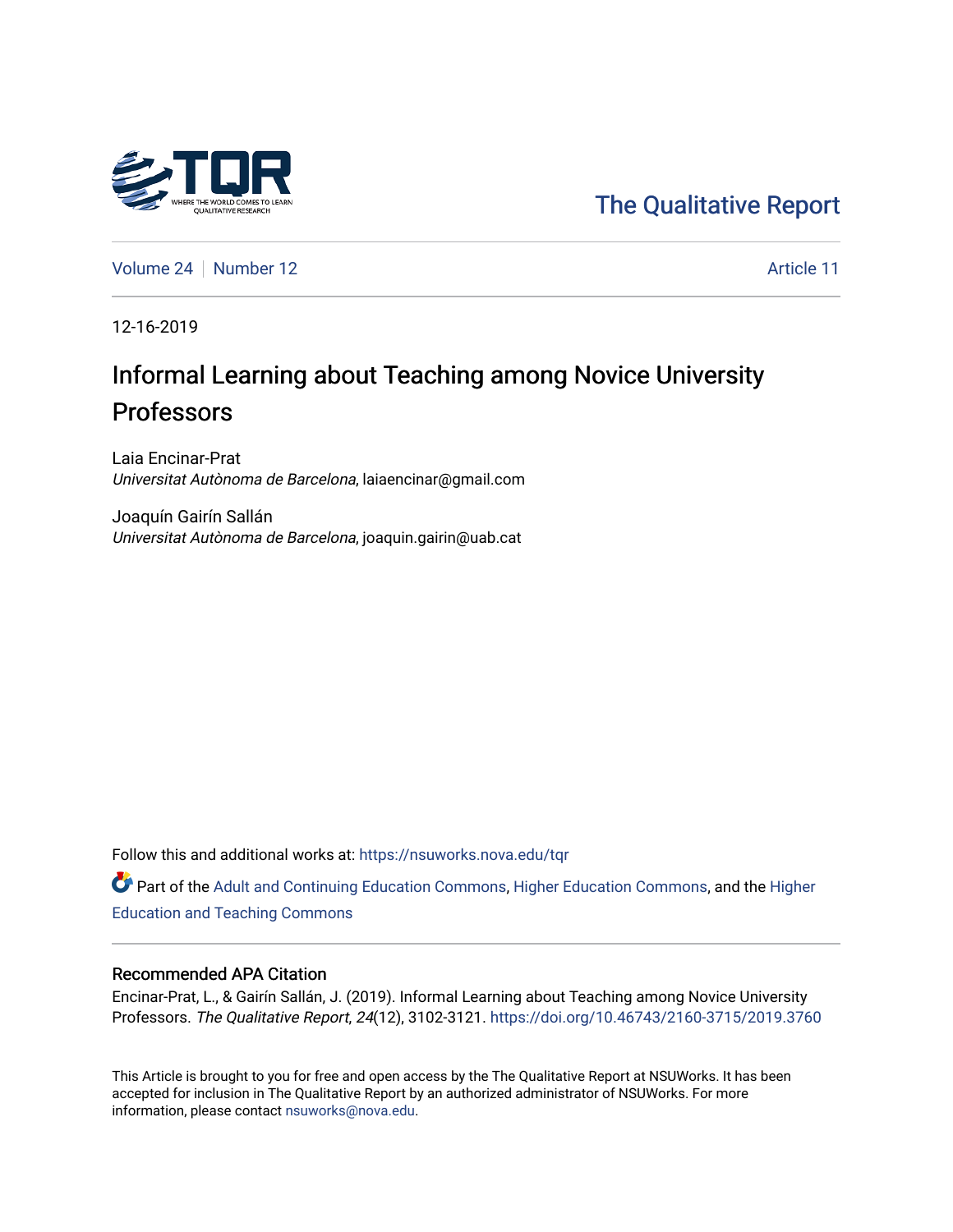The Qualitative Report

Volume 24 | Number 12 | Article 11

12-16-2019

# Informal Learning about Teaching among Novice University Professors

Laia Encinar-Prat
*Universitat Autònoma de Barcelona*, laiaencinar@gmail.com

Joaquín Gairín Sallán
*Universitat Autònoma de Barcelona*, joaquin.gairin@uab.cat

Follow this and additional works at: https://nsuworks.nova.edu/tqr

Part of the Adult and Continuing Education Commons, Higher Education Commons, and the Higher Education and Teaching Commons

## Recommended APA Citation

Encinar-Prat, L., & Gairín Sallán, J. (2019). Informal Learning about Teaching among Novice University Professors. *The Qualitative Report*, *24*(12), 3102-3121. https://doi.org/10.46743/2160-3715/2019.3760

This Article is brought to you for free and open access by the The Qualitative Report at NSUWorks. It has been accepted for inclusion in The Qualitative Report by an authorized administrator of NSUWorks. For more information, please contact nsuworks@nova.edu.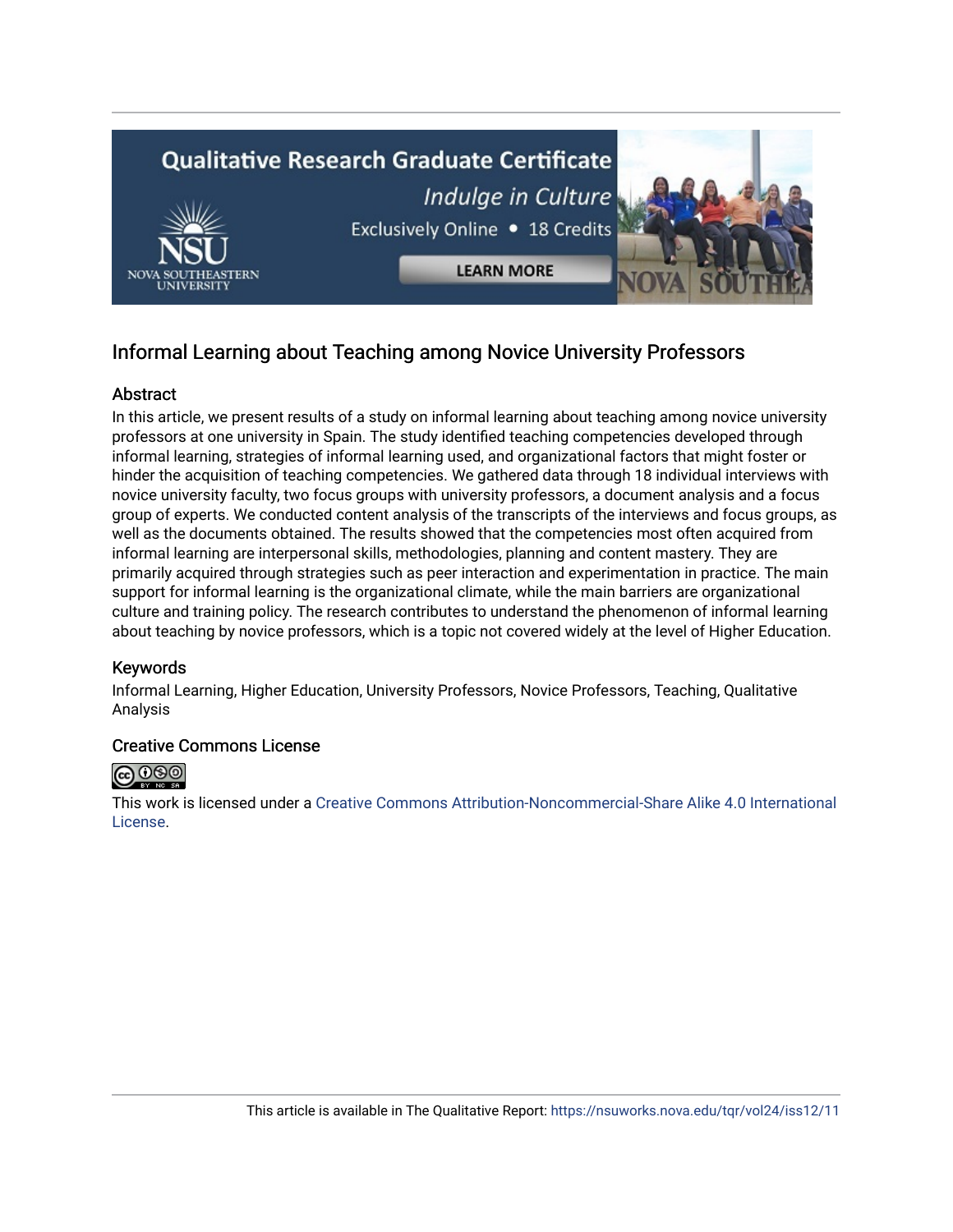## Informal Learning about Teaching among Novice University Professors

### Abstract

In this article, we present results of a study on informal learning about teaching among novice university professors at one university in Spain. The study identified teaching competencies developed through informal learning, strategies of informal learning used, and organizational factors that might foster or hinder the acquisition of teaching competencies. We gathered data through 18 individual interviews with novice university faculty, two focus groups with university professors, a document analysis and a focus group of experts. We conducted content analysis of the transcripts of the interviews and focus groups, as well as the documents obtained. The results showed that the competencies most often acquired from informal learning are interpersonal skills, methodologies, planning and content mastery. They are primarily acquired through strategies such as peer interaction and experimentation in practice. The main support for informal learning is the organizational climate, while the main barriers are organizational culture and training policy. The research contributes to understand the phenomenon of informal learning about teaching by novice professors, which is a topic not covered widely at the level of Higher Education.

### Keywords

Informal Learning, Higher Education, University Professors, Novice Professors, Teaching, Qualitative Analysis

### Creative Commons License

This work is licensed under a Creative Commons Attribution-Noncommercial-Share Alike 4.0 International License.

This article is available in The Qualitative Report: https://nsuworks.nova.edu/tqr/vol24/iss12/11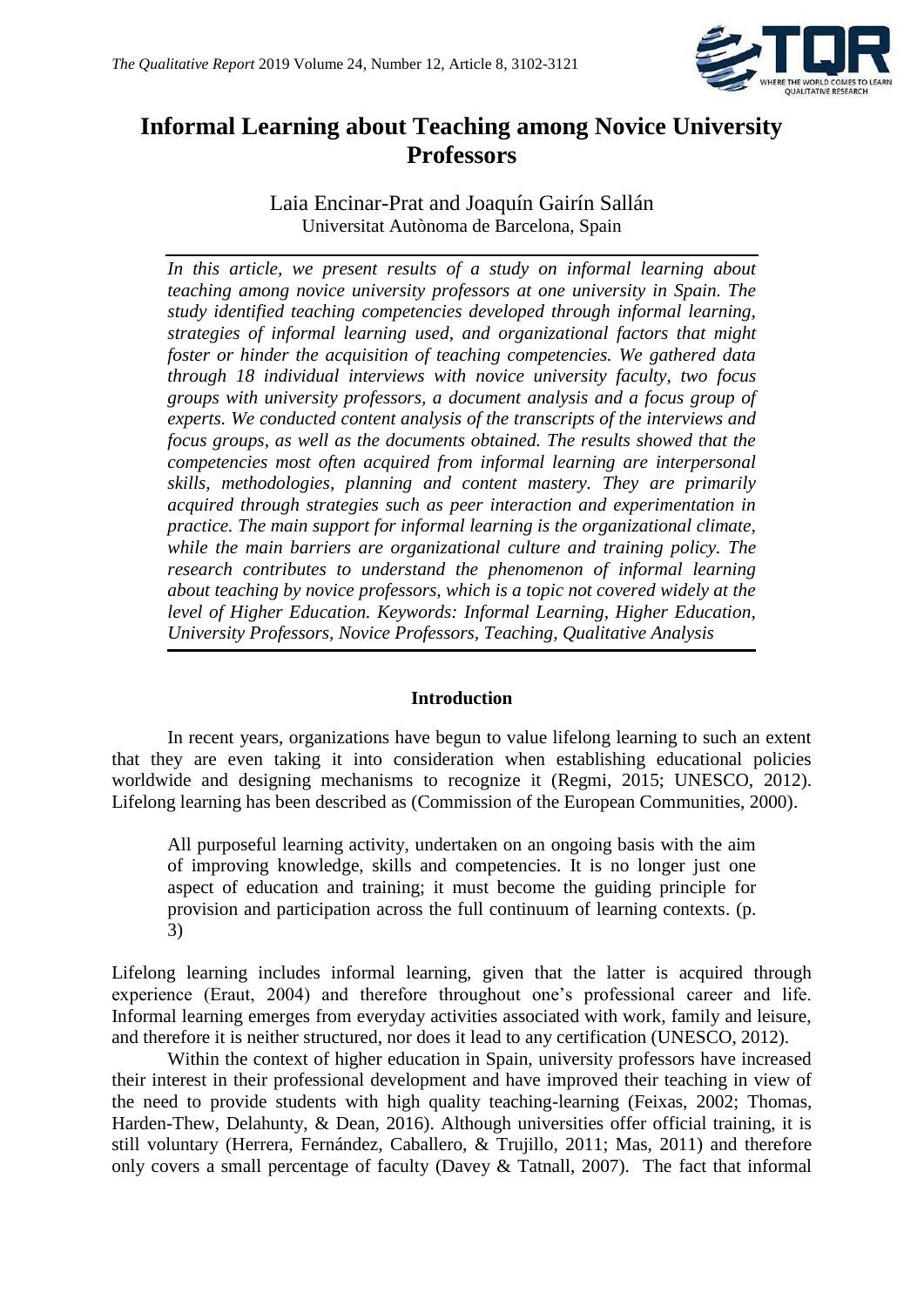# Informal Learning about Teaching among Novice University Professors

Laia Encinar-Prat and Joaquín Gairín Sallán
Universitat Autònoma de Barcelona, Spain

*In this article, we present results of a study on informal learning about teaching among novice university professors at one university in Spain. The study identified teaching competencies developed through informal learning, strategies of informal learning used, and organizational factors that might foster or hinder the acquisition of teaching competencies. We gathered data through 18 individual interviews with novice university faculty, two focus groups with university professors, a document analysis and a focus group of experts. We conducted content analysis of the transcripts of the interviews and focus groups, as well as the documents obtained. The results showed that the competencies most often acquired from informal learning are interpersonal skills, methodologies, planning and content mastery. They are primarily acquired through strategies such as peer interaction and experimentation in practice. The main support for informal learning is the organizational climate, while the main barriers are organizational culture and training policy. The research contributes to understand the phenomenon of informal learning about teaching by novice professors, which is a topic not covered widely at the level of Higher Education. Keywords: Informal Learning, Higher Education, University Professors, Novice Professors, Teaching, Qualitative Analysis*

## Introduction

In recent years, organizations have begun to value lifelong learning to such an extent that they are even taking it into consideration when establishing educational policies worldwide and designing mechanisms to recognize it (Regmi, 2015; UNESCO, 2012). Lifelong learning has been described as (Commission of the European Communities, 2000).

> All purposeful learning activity, undertaken on an ongoing basis with the aim of improving knowledge, skills and competencies. It is no longer just one aspect of education and training; it must become the guiding principle for provision and participation across the full continuum of learning contexts. (p. 3)

Lifelong learning includes informal learning, given that the latter is acquired through experience (Eraut, 2004) and therefore throughout one's professional career and life. Informal learning emerges from everyday activities associated with work, family and leisure, and therefore it is neither structured, nor does it lead to any certification (UNESCO, 2012).

Within the context of higher education in Spain, university professors have increased their interest in their professional development and have improved their teaching in view of the need to provide students with high quality teaching-learning (Feixas, 2002; Thomas, Harden-Thew, Delahunty, & Dean, 2016). Although universities offer official training, it is still voluntary (Herrera, Fernández, Caballero, & Trujillo, 2011; Mas, 2011) and therefore only covers a small percentage of faculty (Davey & Tatnall, 2007). The fact that informal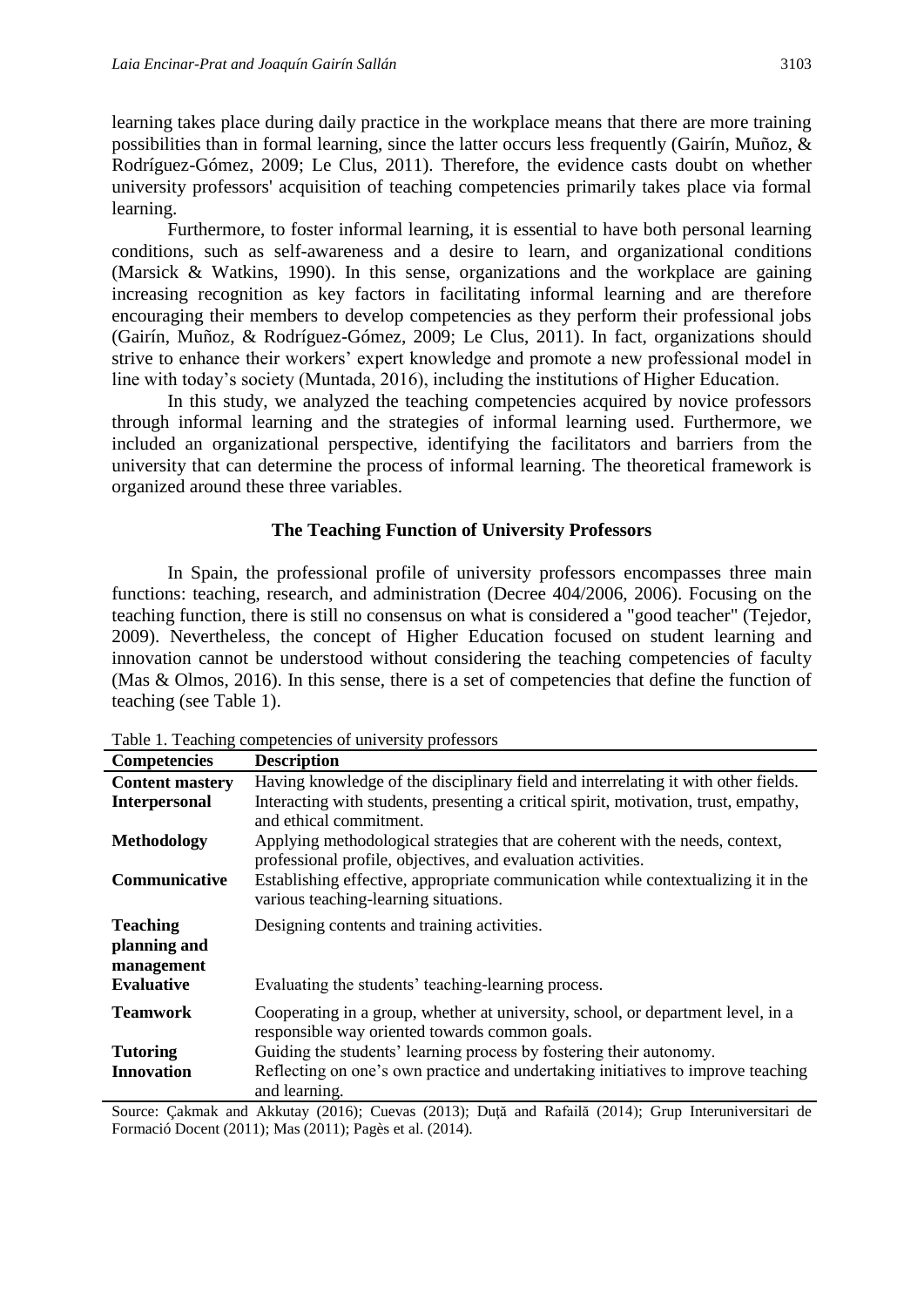learning takes place during daily practice in the workplace means that there are more training possibilities than in formal learning, since the latter occurs less frequently (Gairín, Muñoz, & Rodríguez-Gómez, 2009; Le Clus, 2011). Therefore, the evidence casts doubt on whether university professors' acquisition of teaching competencies primarily takes place via formal learning.

Furthermore, to foster informal learning, it is essential to have both personal learning conditions, such as self-awareness and a desire to learn, and organizational conditions (Marsick & Watkins, 1990). In this sense, organizations and the workplace are gaining increasing recognition as key factors in facilitating informal learning and are therefore encouraging their members to develop competencies as they perform their professional jobs (Gairín, Muñoz, & Rodríguez-Gómez, 2009; Le Clus, 2011). In fact, organizations should strive to enhance their workers' expert knowledge and promote a new professional model in line with today's society (Muntada, 2016), including the institutions of Higher Education.

In this study, we analyzed the teaching competencies acquired by novice professors through informal learning and the strategies of informal learning used. Furthermore, we included an organizational perspective, identifying the facilitators and barriers from the university that can determine the process of informal learning. The theoretical framework is organized around these three variables.

## The Teaching Function of University Professors

In Spain, the professional profile of university professors encompasses three main functions: teaching, research, and administration (Decree 404/2006, 2006). Focusing on the teaching function, there is still no consensus on what is considered a "good teacher" (Tejedor, 2009). Nevertheless, the concept of Higher Education focused on student learning and innovation cannot be understood without considering the teaching competencies of faculty (Mas & Olmos, 2016). In this sense, there is a set of competencies that define the function of teaching (see Table 1).

Table 1. Teaching competencies of university professors

| Competencies | Description |
|---|---|
| **Content mastery** | Having knowledge of the disciplinary field and interrelating it with other fields. |
| **Interpersonal** | Interacting with students, presenting a critical spirit, motivation, trust, empathy, and ethical commitment. |
| **Methodology** | Applying methodological strategies that are coherent with the needs, context, professional profile, objectives, and evaluation activities. |
| **Communicative** | Establishing effective, appropriate communication while contextualizing it in the various teaching-learning situations. |
| **Teaching planning and management** | Designing contents and training activities. |
| **Evaluative** | Evaluating the students' teaching-learning process. |
| **Teamwork** | Cooperating in a group, whether at university, school, or department level, in a responsible way oriented towards common goals. |
| **Tutoring** | Guiding the students' learning process by fostering their autonomy. |
| **Innovation** | Reflecting on one's own practice and undertaking initiatives to improve teaching and learning. |

Source: Çakmak and Akkutay (2016); Cuevas (2013); Duță and Rafailă (2014); Grup Interuniversitari de Formació Docent (2011); Mas (2011); Pagès et al. (2014).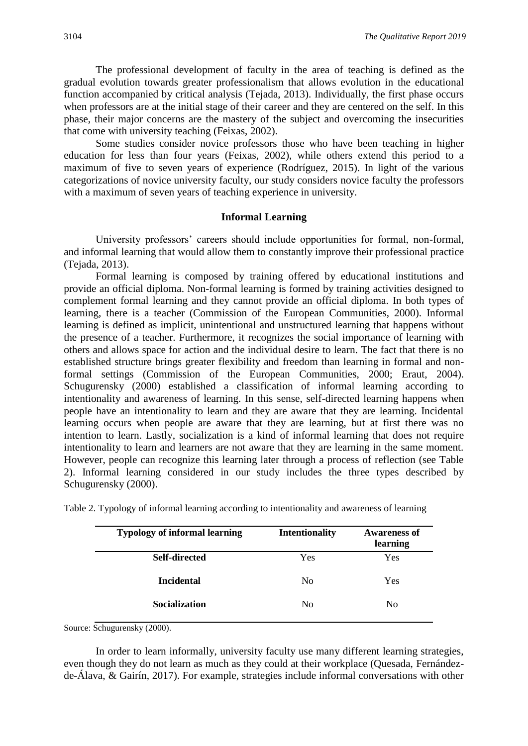The professional development of faculty in the area of teaching is defined as the gradual evolution towards greater professionalism that allows evolution in the educational function accompanied by critical analysis (Tejada, 2013). Individually, the first phase occurs when professors are at the initial stage of their career and they are centered on the self. In this phase, their major concerns are the mastery of the subject and overcoming the insecurities that come with university teaching (Feixas, 2002).

Some studies consider novice professors those who have been teaching in higher education for less than four years (Feixas, 2002), while others extend this period to a maximum of five to seven years of experience (Rodríguez, 2015). In light of the various categorizations of novice university faculty, our study considers novice faculty the professors with a maximum of seven years of teaching experience in university.

## Informal Learning

University professors' careers should include opportunities for formal, non-formal, and informal learning that would allow them to constantly improve their professional practice (Tejada, 2013).

Formal learning is composed by training offered by educational institutions and provide an official diploma. Non-formal learning is formed by training activities designed to complement formal learning and they cannot provide an official diploma. In both types of learning, there is a teacher (Commission of the European Communities, 2000). Informal learning is defined as implicit, unintentional and unstructured learning that happens without the presence of a teacher. Furthermore, it recognizes the social importance of learning with others and allows space for action and the individual desire to learn. The fact that there is no established structure brings greater flexibility and freedom than learning in formal and non-formal settings (Commission of the European Communities, 2000; Eraut, 2004). Schugurensky (2000) established a classification of informal learning according to intentionality and awareness of learning. In this sense, self-directed learning happens when people have an intentionality to learn and they are aware that they are learning. Incidental learning occurs when people are aware that they are learning, but at first there was no intention to learn. Lastly, socialization is a kind of informal learning that does not require intentionality to learn and learners are not aware that they are learning in the same moment. However, people can recognize this learning later through a process of reflection (see Table 2). Informal learning considered in our study includes the three types described by Schugurensky (2000).

Table 2. Typology of informal learning according to intentionality and awareness of learning

| Typology of informal learning | Intentionality | Awareness of learning |
|---|---|---|
| **Self-directed** | Yes | Yes |
| **Incidental** | No | Yes |
| **Socialization** | No | No |

Source: Schugurensky (2000).

In order to learn informally, university faculty use many different learning strategies, even though they do not learn as much as they could at their workplace (Quesada, Fernández-de-Álava, & Gairín, 2017). For example, strategies include informal conversations with other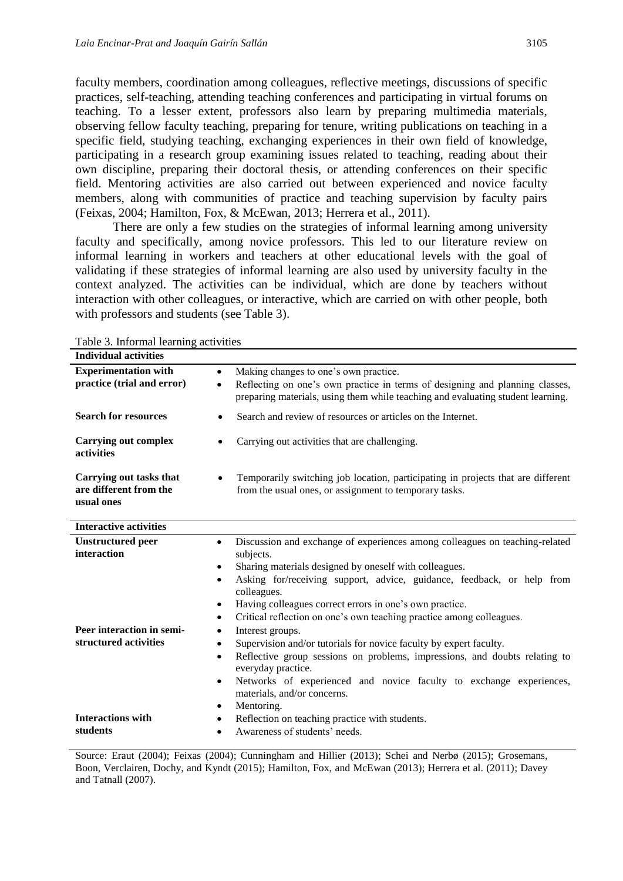faculty members, coordination among colleagues, reflective meetings, discussions of specific practices, self-teaching, attending teaching conferences and participating in virtual forums on teaching. To a lesser extent, professors also learn by preparing multimedia materials, observing fellow faculty teaching, preparing for tenure, writing publications on teaching in a specific field, studying teaching, exchanging experiences in their own field of knowledge, participating in a research group examining issues related to teaching, reading about their own discipline, preparing their doctoral thesis, or attending conferences on their specific field. Mentoring activities are also carried out between experienced and novice faculty members, along with communities of practice and teaching supervision by faculty pairs (Feixas, 2004; Hamilton, Fox, & McEwan, 2013; Herrera et al., 2011).

There are only a few studies on the strategies of informal learning among university faculty and specifically, among novice professors. This led to our literature review on informal learning in workers and teachers at other educational levels with the goal of validating if these strategies of informal learning are also used by university faculty in the context analyzed. The activities can be individual, which are done by teachers without interaction with other colleagues, or interactive, which are carried on with other people, both with professors and students (see Table 3).

Table 3. Informal learning activities

| **Individual activities** | |
|---|---|
| **Experimentation with practice (trial and error)** | • Making changes to one's own practice.<br>• Reflecting on one's own practice in terms of designing and planning classes, preparing materials, using them while teaching and evaluating student learning. |
| **Search for resources** | • Search and review of resources or articles on the Internet. |
| **Carrying out complex activities** | • Carrying out activities that are challenging. |
| **Carrying out tasks that are different from the usual ones** | • Temporarily switching job location, participating in projects that are different from the usual ones, or assignment to temporary tasks. |
| **Interactive activities** | |
| **Unstructured peer interaction** | • Discussion and exchange of experiences among colleagues on teaching-related subjects.<br>• Sharing materials designed by oneself with colleagues.<br>• Asking for/receiving support, advice, guidance, feedback, or help from colleagues.<br>• Having colleagues correct errors in one's own practice.<br>• Critical reflection on one's own teaching practice among colleagues. |
| **Peer interaction in semi-structured activities** | • Interest groups.<br>• Supervision and/or tutorials for novice faculty by expert faculty.<br>• Reflective group sessions on problems, impressions, and doubts relating to everyday practice.<br>• Networks of experienced and novice faculty to exchange experiences, materials, and/or concerns.<br>• Mentoring. |
| **Interactions with students** | • Reflection on teaching practice with students.<br>• Awareness of students' needs. |

Source: Eraut (2004); Feixas (2004); Cunningham and Hillier (2013); Schei and Nerbø (2015); Grosemans, Boon, Verclairen, Dochy, and Kyndt (2015); Hamilton, Fox, and McEwan (2013); Herrera et al. (2011); Davey and Tatnall (2007).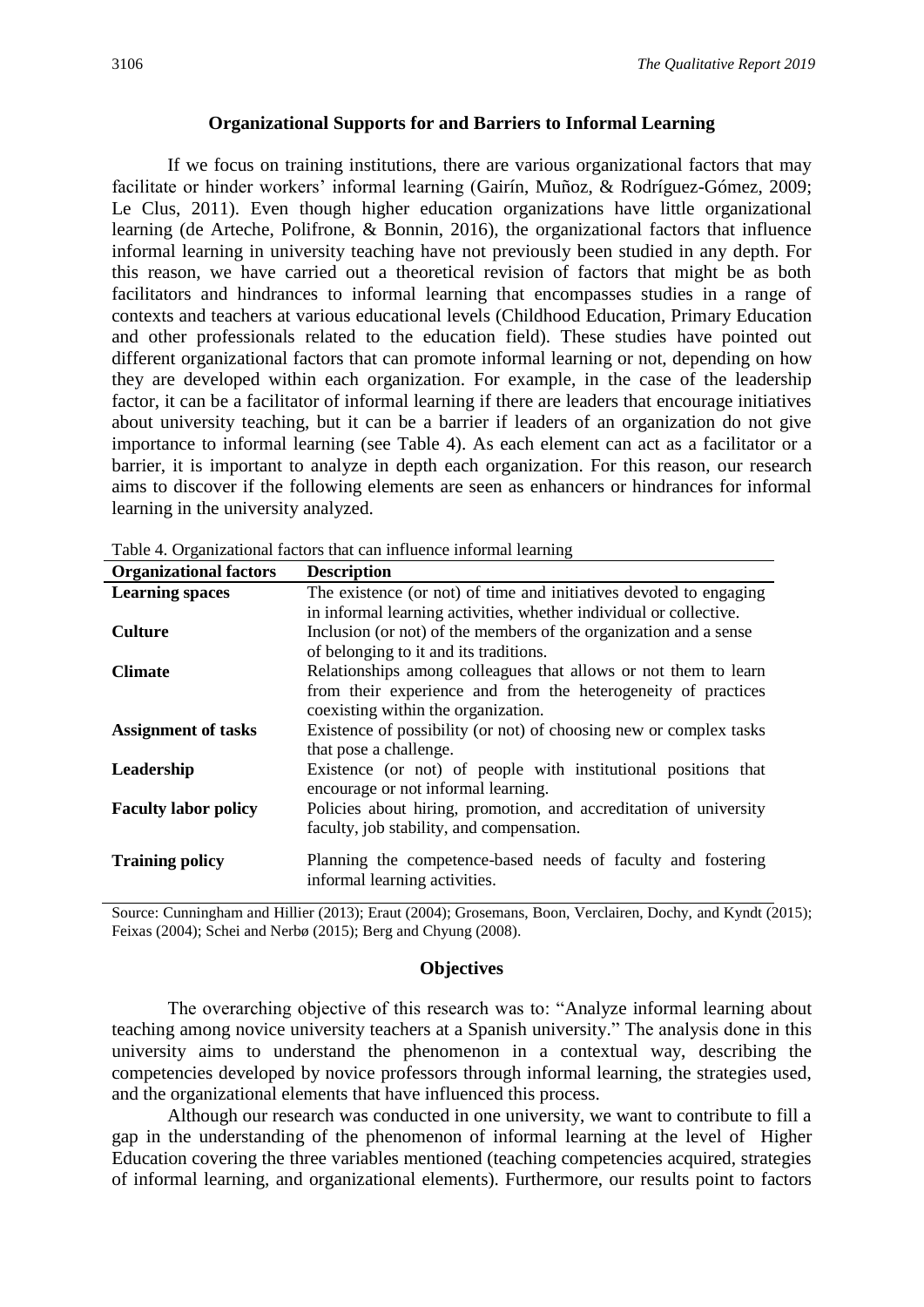## Organizational Supports for and Barriers to Informal Learning

If we focus on training institutions, there are various organizational factors that may facilitate or hinder workers' informal learning (Gairín, Muñoz, & Rodríguez-Gómez, 2009; Le Clus, 2011). Even though higher education organizations have little organizational learning (de Arteche, Polifrone, & Bonnin, 2016), the organizational factors that influence informal learning in university teaching have not previously been studied in any depth. For this reason, we have carried out a theoretical revision of factors that might be as both facilitators and hindrances to informal learning that encompasses studies in a range of contexts and teachers at various educational levels (Childhood Education, Primary Education and other professionals related to the education field). These studies have pointed out different organizational factors that can promote informal learning or not, depending on how they are developed within each organization. For example, in the case of the leadership factor, it can be a facilitator of informal learning if there are leaders that encourage initiatives about university teaching, but it can be a barrier if leaders of an organization do not give importance to informal learning (see Table 4). As each element can act as a facilitator or a barrier, it is important to analyze in depth each organization. For this reason, our research aims to discover if the following elements are seen as enhancers or hindrances for informal learning in the university analyzed.

Table 4. Organizational factors that can influence informal learning

| Organizational factors | Description |
|---|---|
| **Learning spaces** | The existence (or not) of time and initiatives devoted to engaging in informal learning activities, whether individual or collective. |
| **Culture** | Inclusion (or not) of the members of the organization and a sense of belonging to it and its traditions. |
| **Climate** | Relationships among colleagues that allows or not them to learn from their experience and from the heterogeneity of practices coexisting within the organization. |
| **Assignment of tasks** | Existence of possibility (or not) of choosing new or complex tasks that pose a challenge. |
| **Leadership** | Existence (or not) of people with institutional positions that encourage or not informal learning. |
| **Faculty labor policy** | Policies about hiring, promotion, and accreditation of university faculty, job stability, and compensation. |
| **Training policy** | Planning the competence-based needs of faculty and fostering informal learning activities. |

Source: Cunningham and Hillier (2013); Eraut (2004); Grosemans, Boon, Verclairen, Dochy, and Kyndt (2015); Feixas (2004); Schei and Nerbø (2015); Berg and Chyung (2008).

## Objectives

The overarching objective of this research was to: "Analyze informal learning about teaching among novice university teachers at a Spanish university." The analysis done in this university aims to understand the phenomenon in a contextual way, describing the competencies developed by novice professors through informal learning, the strategies used, and the organizational elements that have influenced this process.

Although our research was conducted in one university, we want to contribute to fill a gap in the understanding of the phenomenon of informal learning at the level of Higher Education covering the three variables mentioned (teaching competencies acquired, strategies of informal learning, and organizational elements). Furthermore, our results point to factors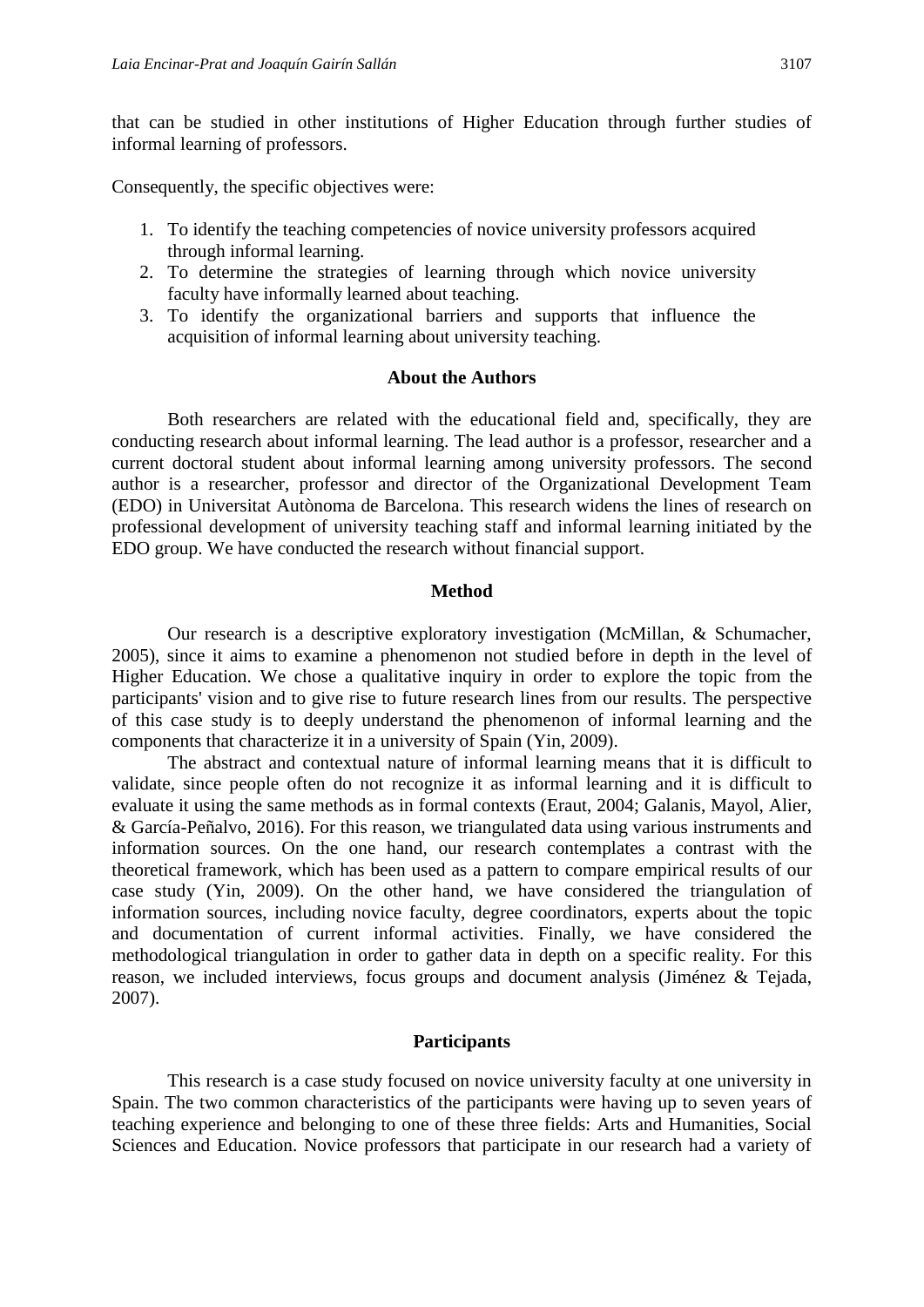that can be studied in other institutions of Higher Education through further studies of informal learning of professors.

Consequently, the specific objectives were:

1. To identify the teaching competencies of novice university professors acquired through informal learning.
2. To determine the strategies of learning through which novice university faculty have informally learned about teaching.
3. To identify the organizational barriers and supports that influence the acquisition of informal learning about university teaching.

## About the Authors

Both researchers are related with the educational field and, specifically, they are conducting research about informal learning. The lead author is a professor, researcher and a current doctoral student about informal learning among university professors. The second author is a researcher, professor and director of the Organizational Development Team (EDO) in Universitat Autònoma de Barcelona. This research widens the lines of research on professional development of university teaching staff and informal learning initiated by the EDO group. We have conducted the research without financial support.

## Method

Our research is a descriptive exploratory investigation (McMillan, & Schumacher, 2005), since it aims to examine a phenomenon not studied before in depth in the level of Higher Education. We chose a qualitative inquiry in order to explore the topic from the participants' vision and to give rise to future research lines from our results. The perspective of this case study is to deeply understand the phenomenon of informal learning and the components that characterize it in a university of Spain (Yin, 2009).

The abstract and contextual nature of informal learning means that it is difficult to validate, since people often do not recognize it as informal learning and it is difficult to evaluate it using the same methods as in formal contexts (Eraut, 2004; Galanis, Mayol, Alier, & García-Peñalvo, 2016). For this reason, we triangulated data using various instruments and information sources. On the one hand, our research contemplates a contrast with the theoretical framework, which has been used as a pattern to compare empirical results of our case study (Yin, 2009). On the other hand, we have considered the triangulation of information sources, including novice faculty, degree coordinators, experts about the topic and documentation of current informal activities. Finally, we have considered the methodological triangulation in order to gather data in depth on a specific reality. For this reason, we included interviews, focus groups and document analysis (Jiménez & Tejada, 2007).

## Participants

This research is a case study focused on novice university faculty at one university in Spain. The two common characteristics of the participants were having up to seven years of teaching experience and belonging to one of these three fields: Arts and Humanities, Social Sciences and Education. Novice professors that participate in our research had a variety of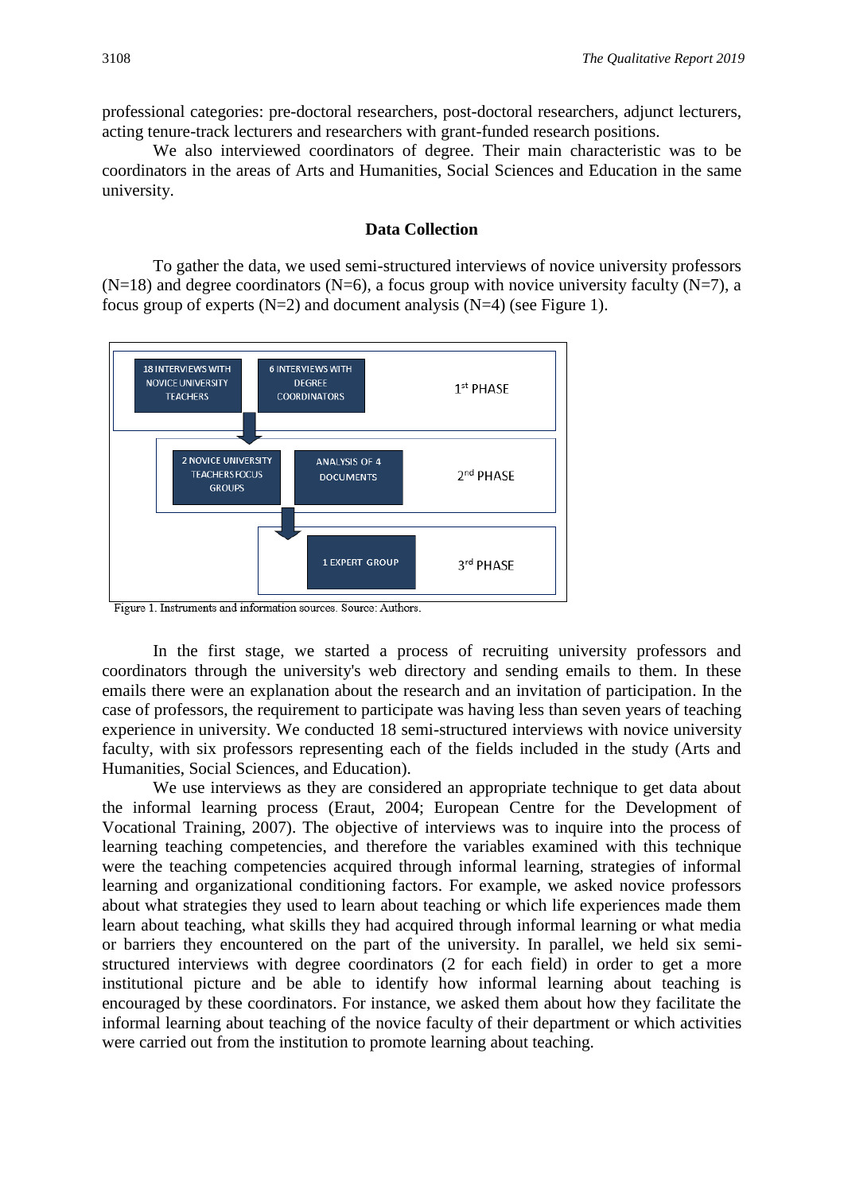professional categories: pre-doctoral researchers, post-doctoral researchers, adjunct lecturers, acting tenure-track lecturers and researchers with grant-funded research positions.

We also interviewed coordinators of degree. Their main characteristic was to be coordinators in the areas of Arts and Humanities, Social Sciences and Education in the same university.

### Data Collection

To gather the data, we used semi-structured interviews of novice university professors (N=18) and degree coordinators (N=6), a focus group with novice university faculty (N=7), a focus group of experts (N=2) and document analysis (N=4) (see Figure 1).

Figure 1. Instruments and information sources. Source: Authors.

In the first stage, we started a process of recruiting university professors and coordinators through the university's web directory and sending emails to them. In these emails there were an explanation about the research and an invitation of participation. In the case of professors, the requirement to participate was having less than seven years of teaching experience in university. We conducted 18 semi-structured interviews with novice university faculty, with six professors representing each of the fields included in the study (Arts and Humanities, Social Sciences, and Education).

We use interviews as they are considered an appropriate technique to get data about the informal learning process (Eraut, 2004; European Centre for the Development of Vocational Training, 2007). The objective of interviews was to inquire into the process of learning teaching competencies, and therefore the variables examined with this technique were the teaching competencies acquired through informal learning, strategies of informal learning and organizational conditioning factors. For example, we asked novice professors about what strategies they used to learn about teaching or which life experiences made them learn about teaching, what skills they had acquired through informal learning or what media or barriers they encountered on the part of the university. In parallel, we held six semi-structured interviews with degree coordinators (2 for each field) in order to get a more institutional picture and be able to identify how informal learning about teaching is encouraged by these coordinators. For instance, we asked them about how they facilitate the informal learning about teaching of the novice faculty of their department or which activities were carried out from the institution to promote learning about teaching.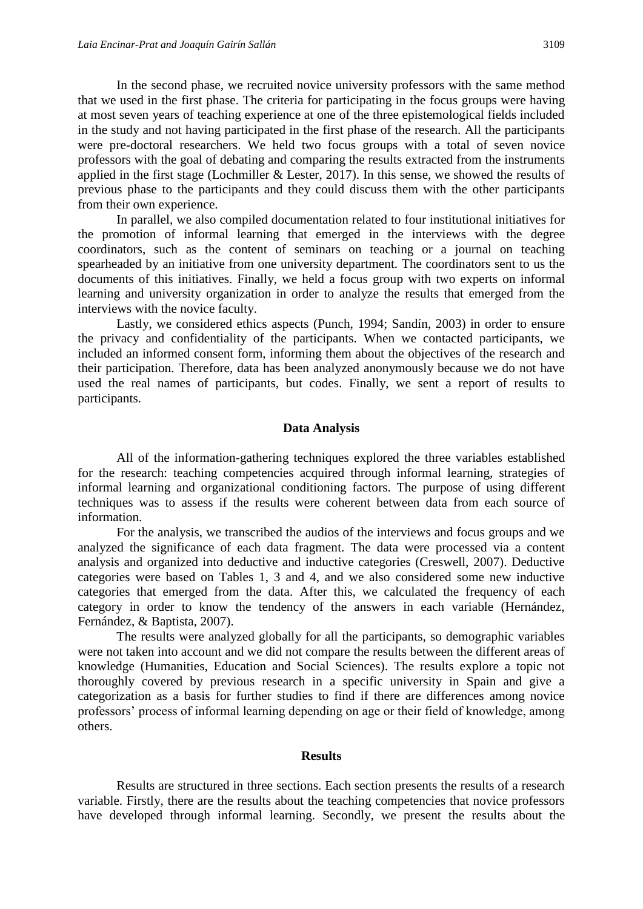In the second phase, we recruited novice university professors with the same method that we used in the first phase. The criteria for participating in the focus groups were having at most seven years of teaching experience at one of the three epistemological fields included in the study and not having participated in the first phase of the research. All the participants were pre-doctoral researchers. We held two focus groups with a total of seven novice professors with the goal of debating and comparing the results extracted from the instruments applied in the first stage (Lochmiller & Lester, 2017). In this sense, we showed the results of previous phase to the participants and they could discuss them with the other participants from their own experience.

In parallel, we also compiled documentation related to four institutional initiatives for the promotion of informal learning that emerged in the interviews with the degree coordinators, such as the content of seminars on teaching or a journal on teaching spearheaded by an initiative from one university department. The coordinators sent to us the documents of this initiatives. Finally, we held a focus group with two experts on informal learning and university organization in order to analyze the results that emerged from the interviews with the novice faculty.

Lastly, we considered ethics aspects (Punch, 1994; Sandín, 2003) in order to ensure the privacy and confidentiality of the participants. When we contacted participants, we included an informed consent form, informing them about the objectives of the research and their participation. Therefore, data has been analyzed anonymously because we do not have used the real names of participants, but codes. Finally, we sent a report of results to participants.

## Data Analysis

All of the information-gathering techniques explored the three variables established for the research: teaching competencies acquired through informal learning, strategies of informal learning and organizational conditioning factors. The purpose of using different techniques was to assess if the results were coherent between data from each source of information.

For the analysis, we transcribed the audios of the interviews and focus groups and we analyzed the significance of each data fragment. The data were processed via a content analysis and organized into deductive and inductive categories (Creswell, 2007). Deductive categories were based on Tables 1, 3 and 4, and we also considered some new inductive categories that emerged from the data. After this, we calculated the frequency of each category in order to know the tendency of the answers in each variable (Hernández, Fernández, & Baptista, 2007).

The results were analyzed globally for all the participants, so demographic variables were not taken into account and we did not compare the results between the different areas of knowledge (Humanities, Education and Social Sciences). The results explore a topic not thoroughly covered by previous research in a specific university in Spain and give a categorization as a basis for further studies to find if there are differences among novice professors' process of informal learning depending on age or their field of knowledge, among others.

## Results

Results are structured in three sections. Each section presents the results of a research variable. Firstly, there are the results about the teaching competencies that novice professors have developed through informal learning. Secondly, we present the results about the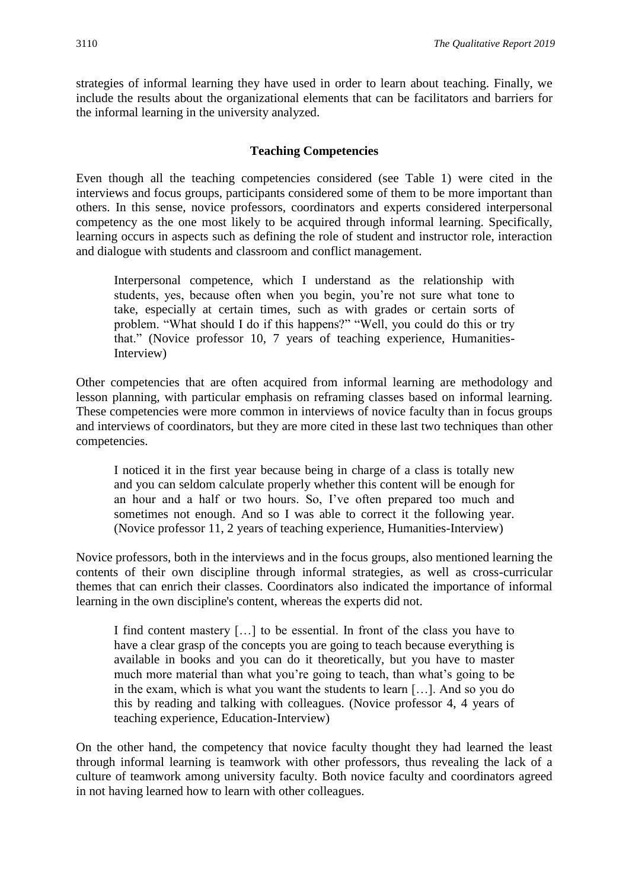strategies of informal learning they have used in order to learn about teaching. Finally, we include the results about the organizational elements that can be facilitators and barriers for the informal learning in the university analyzed.

### Teaching Competencies

Even though all the teaching competencies considered (see Table 1) were cited in the interviews and focus groups, participants considered some of them to be more important than others. In this sense, novice professors, coordinators and experts considered interpersonal competency as the one most likely to be acquired through informal learning. Specifically, learning occurs in aspects such as defining the role of student and instructor role, interaction and dialogue with students and classroom and conflict management.

> Interpersonal competence, which I understand as the relationship with students, yes, because often when you begin, you're not sure what tone to take, especially at certain times, such as with grades or certain sorts of problem. "What should I do if this happens?" "Well, you could do this or try that." (Novice professor 10, 7 years of teaching experience, Humanities-Interview)

Other competencies that are often acquired from informal learning are methodology and lesson planning, with particular emphasis on reframing classes based on informal learning. These competencies were more common in interviews of novice faculty than in focus groups and interviews of coordinators, but they are more cited in these last two techniques than other competencies.

> I noticed it in the first year because being in charge of a class is totally new and you can seldom calculate properly whether this content will be enough for an hour and a half or two hours. So, I've often prepared too much and sometimes not enough. And so I was able to correct it the following year. (Novice professor 11, 2 years of teaching experience, Humanities-Interview)

Novice professors, both in the interviews and in the focus groups, also mentioned learning the contents of their own discipline through informal strategies, as well as cross-curricular themes that can enrich their classes. Coordinators also indicated the importance of informal learning in the own discipline's content, whereas the experts did not.

> I find content mastery […] to be essential. In front of the class you have to have a clear grasp of the concepts you are going to teach because everything is available in books and you can do it theoretically, but you have to master much more material than what you're going to teach, than what's going to be in the exam, which is what you want the students to learn […]. And so you do this by reading and talking with colleagues. (Novice professor 4, 4 years of teaching experience, Education-Interview)

On the other hand, the competency that novice faculty thought they had learned the least through informal learning is teamwork with other professors, thus revealing the lack of a culture of teamwork among university faculty. Both novice faculty and coordinators agreed in not having learned how to learn with other colleagues.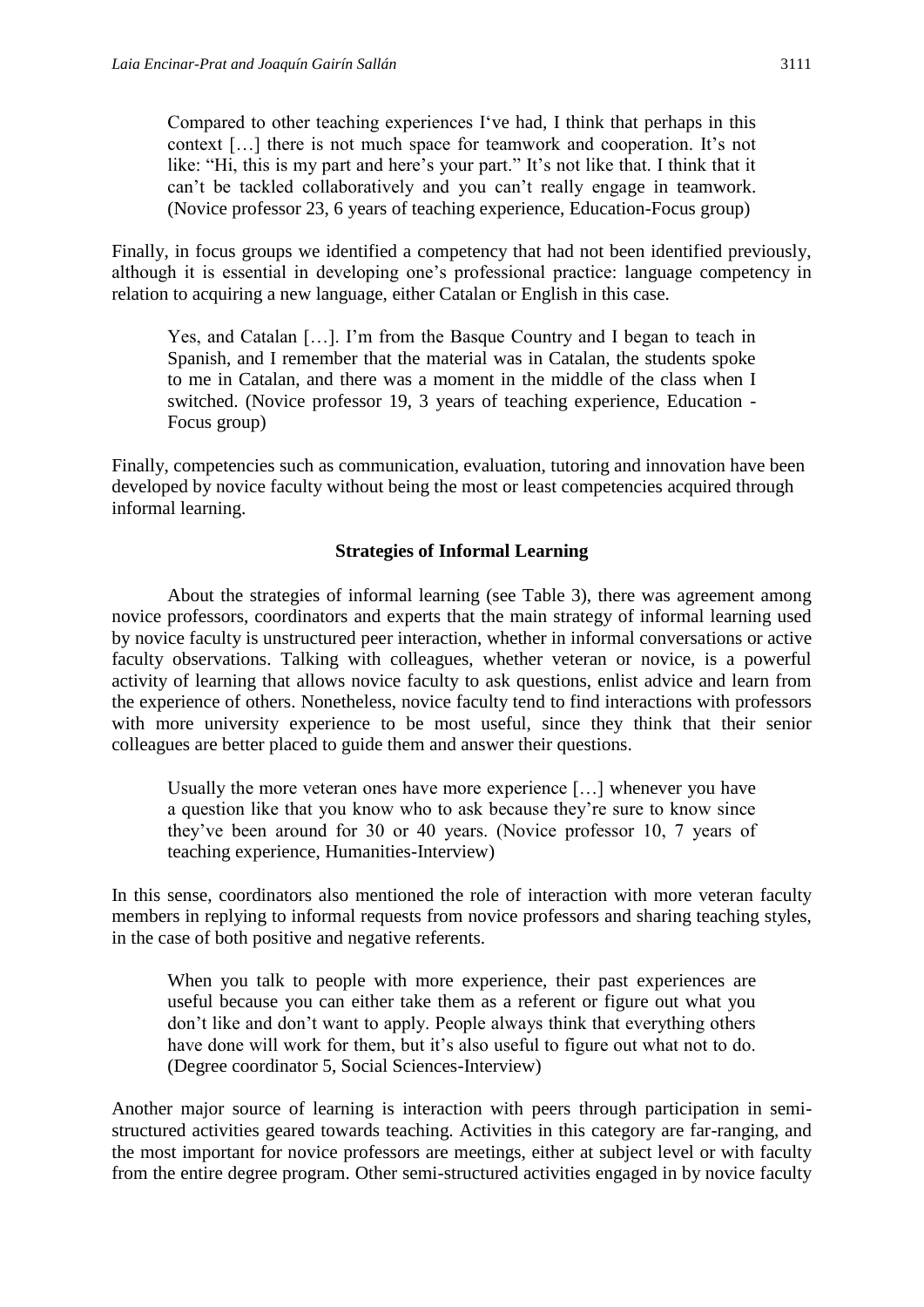> Compared to other teaching experiences I've had, I think that perhaps in this context […] there is not much space for teamwork and cooperation. It's not like: "Hi, this is my part and here's your part." It's not like that. I think that it can't be tackled collaboratively and you can't really engage in teamwork. (Novice professor 23, 6 years of teaching experience, Education-Focus group)

Finally, in focus groups we identified a competency that had not been identified previously, although it is essential in developing one's professional practice: language competency in relation to acquiring a new language, either Catalan or English in this case.

> Yes, and Catalan […]. I'm from the Basque Country and I began to teach in Spanish, and I remember that the material was in Catalan, the students spoke to me in Catalan, and there was a moment in the middle of the class when I switched. (Novice professor 19, 3 years of teaching experience, Education - Focus group)

Finally, competencies such as communication, evaluation, tutoring and innovation have been developed by novice faculty without being the most or least competencies acquired through informal learning.

### Strategies of Informal Learning

About the strategies of informal learning (see Table 3), there was agreement among novice professors, coordinators and experts that the main strategy of informal learning used by novice faculty is unstructured peer interaction, whether in informal conversations or active faculty observations. Talking with colleagues, whether veteran or novice, is a powerful activity of learning that allows novice faculty to ask questions, enlist advice and learn from the experience of others. Nonetheless, novice faculty tend to find interactions with professors with more university experience to be most useful, since they think that their senior colleagues are better placed to guide them and answer their questions.

> Usually the more veteran ones have more experience […] whenever you have a question like that you know who to ask because they're sure to know since they've been around for 30 or 40 years. (Novice professor 10, 7 years of teaching experience, Humanities-Interview)

In this sense, coordinators also mentioned the role of interaction with more veteran faculty members in replying to informal requests from novice professors and sharing teaching styles, in the case of both positive and negative referents.

> When you talk to people with more experience, their past experiences are useful because you can either take them as a referent or figure out what you don't like and don't want to apply. People always think that everything others have done will work for them, but it's also useful to figure out what not to do. (Degree coordinator 5, Social Sciences-Interview)

Another major source of learning is interaction with peers through participation in semi-structured activities geared towards teaching. Activities in this category are far-ranging, and the most important for novice professors are meetings, either at subject level or with faculty from the entire degree program. Other semi-structured activities engaged in by novice faculty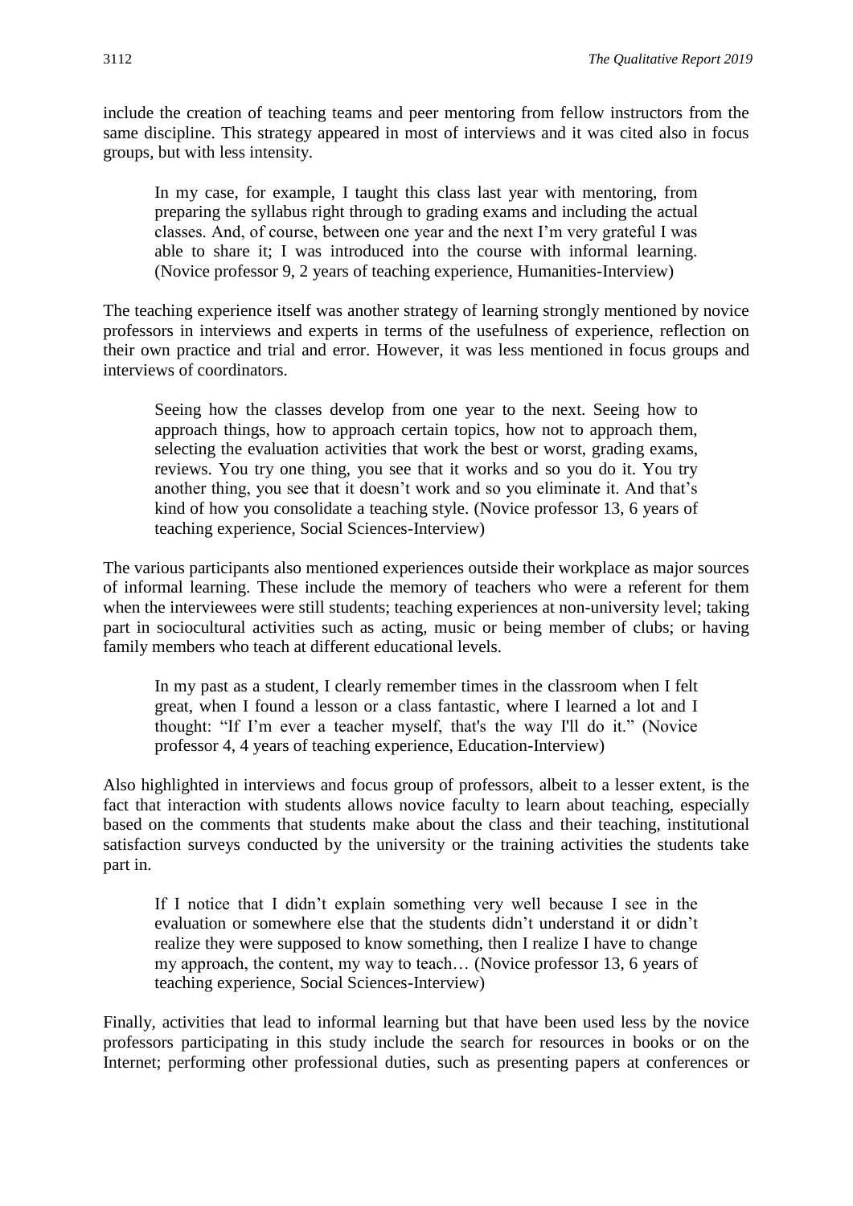include the creation of teaching teams and peer mentoring from fellow instructors from the same discipline. This strategy appeared in most of interviews and it was cited also in focus groups, but with less intensity.

> In my case, for example, I taught this class last year with mentoring, from preparing the syllabus right through to grading exams and including the actual classes. And, of course, between one year and the next I'm very grateful I was able to share it; I was introduced into the course with informal learning. (Novice professor 9, 2 years of teaching experience, Humanities-Interview)

The teaching experience itself was another strategy of learning strongly mentioned by novice professors in interviews and experts in terms of the usefulness of experience, reflection on their own practice and trial and error. However, it was less mentioned in focus groups and interviews of coordinators.

> Seeing how the classes develop from one year to the next. Seeing how to approach things, how to approach certain topics, how not to approach them, selecting the evaluation activities that work the best or worst, grading exams, reviews. You try one thing, you see that it works and so you do it. You try another thing, you see that it doesn't work and so you eliminate it. And that's kind of how you consolidate a teaching style. (Novice professor 13, 6 years of teaching experience, Social Sciences-Interview)

The various participants also mentioned experiences outside their workplace as major sources of informal learning. These include the memory of teachers who were a referent for them when the interviewees were still students; teaching experiences at non-university level; taking part in sociocultural activities such as acting, music or being member of clubs; or having family members who teach at different educational levels.

> In my past as a student, I clearly remember times in the classroom when I felt great, when I found a lesson or a class fantastic, where I learned a lot and I thought: "If I'm ever a teacher myself, that's the way I'll do it." (Novice professor 4, 4 years of teaching experience, Education-Interview)

Also highlighted in interviews and focus group of professors, albeit to a lesser extent, is the fact that interaction with students allows novice faculty to learn about teaching, especially based on the comments that students make about the class and their teaching, institutional satisfaction surveys conducted by the university or the training activities the students take part in.

> If I notice that I didn't explain something very well because I see in the evaluation or somewhere else that the students didn't understand it or didn't realize they were supposed to know something, then I realize I have to change my approach, the content, my way to teach… (Novice professor 13, 6 years of teaching experience, Social Sciences-Interview)

Finally, activities that lead to informal learning but that have been used less by the novice professors participating in this study include the search for resources in books or on the Internet; performing other professional duties, such as presenting papers at conferences or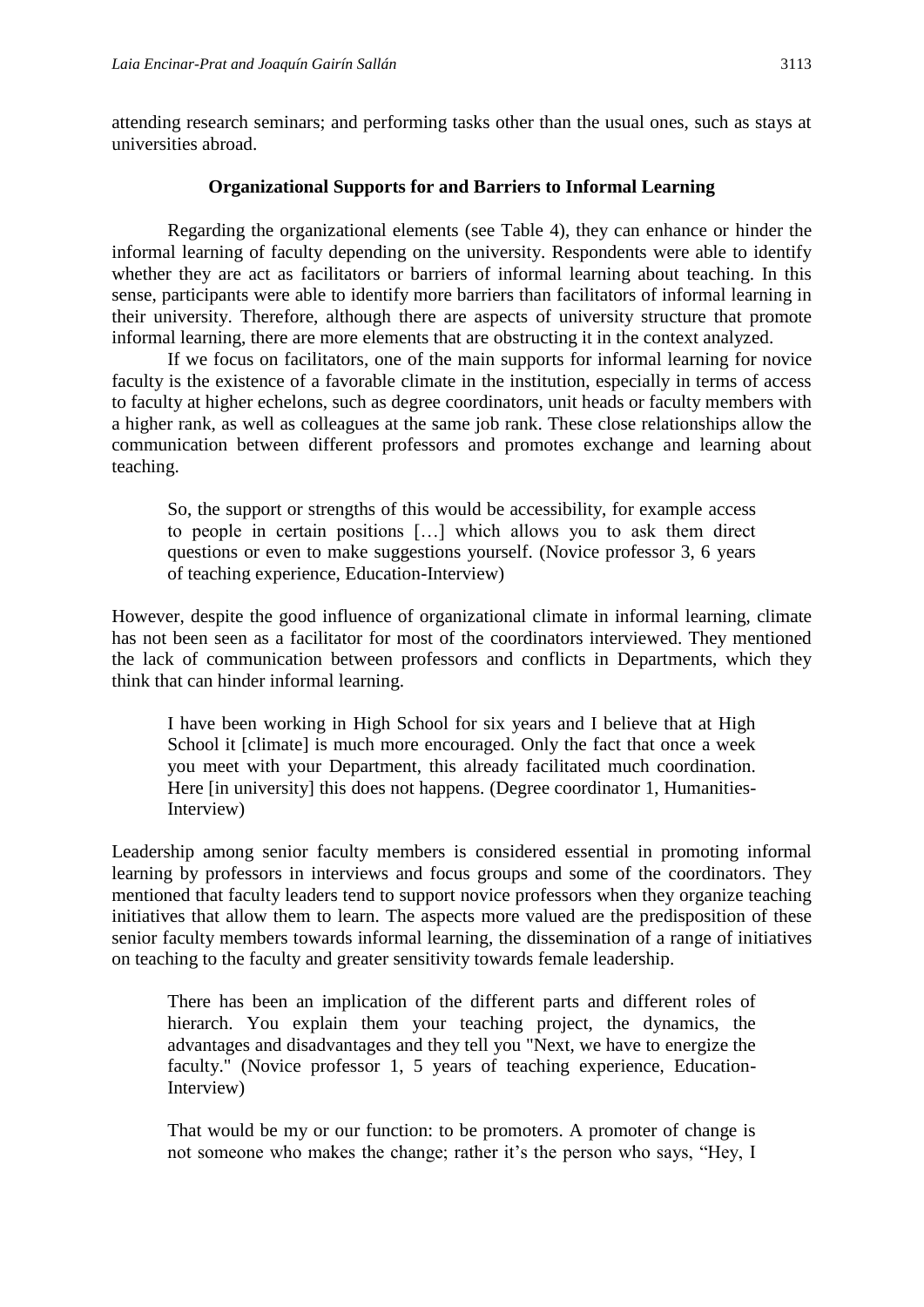attending research seminars; and performing tasks other than the usual ones, such as stays at universities abroad.

### Organizational Supports for and Barriers to Informal Learning

Regarding the organizational elements (see Table 4), they can enhance or hinder the informal learning of faculty depending on the university. Respondents were able to identify whether they are act as facilitators or barriers of informal learning about teaching. In this sense, participants were able to identify more barriers than facilitators of informal learning in their university. Therefore, although there are aspects of university structure that promote informal learning, there are more elements that are obstructing it in the context analyzed.

If we focus on facilitators, one of the main supports for informal learning for novice faculty is the existence of a favorable climate in the institution, especially in terms of access to faculty at higher echelons, such as degree coordinators, unit heads or faculty members with a higher rank, as well as colleagues at the same job rank. These close relationships allow the communication between different professors and promotes exchange and learning about teaching.

> So, the support or strengths of this would be accessibility, for example access to people in certain positions […] which allows you to ask them direct questions or even to make suggestions yourself. (Novice professor 3, 6 years of teaching experience, Education-Interview)

However, despite the good influence of organizational climate in informal learning, climate has not been seen as a facilitator for most of the coordinators interviewed. They mentioned the lack of communication between professors and conflicts in Departments, which they think that can hinder informal learning.

> I have been working in High School for six years and I believe that at High School it [climate] is much more encouraged. Only the fact that once a week you meet with your Department, this already facilitated much coordination. Here [in university] this does not happens. (Degree coordinator 1, Humanities-Interview)

Leadership among senior faculty members is considered essential in promoting informal learning by professors in interviews and focus groups and some of the coordinators. They mentioned that faculty leaders tend to support novice professors when they organize teaching initiatives that allow them to learn. The aspects more valued are the predisposition of these senior faculty members towards informal learning, the dissemination of a range of initiatives on teaching to the faculty and greater sensitivity towards female leadership.

> There has been an implication of the different parts and different roles of hierarch. You explain them your teaching project, the dynamics, the advantages and disadvantages and they tell you "Next, we have to energize the faculty." (Novice professor 1, 5 years of teaching experience, Education-Interview)

> That would be my or our function: to be promoters. A promoter of change is not someone who makes the change; rather it's the person who says, "Hey, I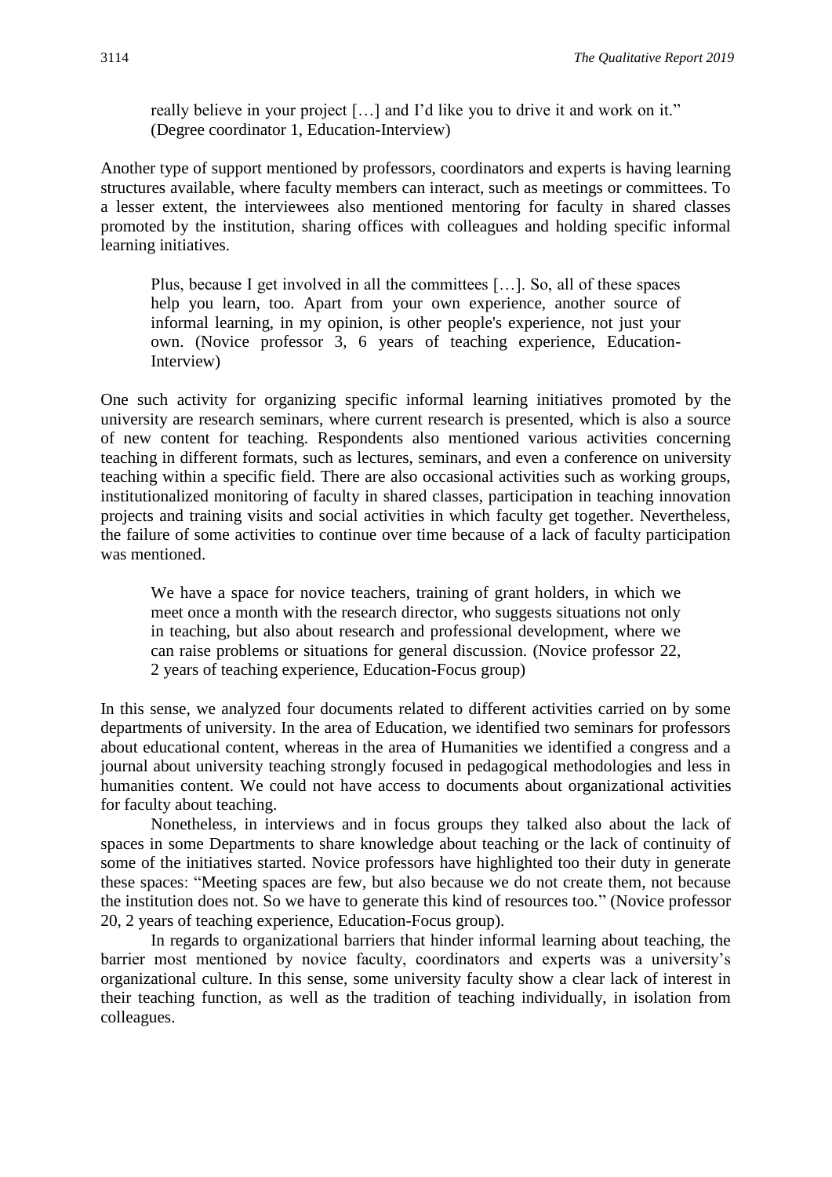really believe in your project […] and I'd like you to drive it and work on it." (Degree coordinator 1, Education-Interview)

Another type of support mentioned by professors, coordinators and experts is having learning structures available, where faculty members can interact, such as meetings or committees. To a lesser extent, the interviewees also mentioned mentoring for faculty in shared classes promoted by the institution, sharing offices with colleagues and holding specific informal learning initiatives.

> Plus, because I get involved in all the committees […]. So, all of these spaces help you learn, too. Apart from your own experience, another source of informal learning, in my opinion, is other people's experience, not just your own. (Novice professor 3, 6 years of teaching experience, Education-Interview)

One such activity for organizing specific informal learning initiatives promoted by the university are research seminars, where current research is presented, which is also a source of new content for teaching. Respondents also mentioned various activities concerning teaching in different formats, such as lectures, seminars, and even a conference on university teaching within a specific field. There are also occasional activities such as working groups, institutionalized monitoring of faculty in shared classes, participation in teaching innovation projects and training visits and social activities in which faculty get together. Nevertheless, the failure of some activities to continue over time because of a lack of faculty participation was mentioned.

> We have a space for novice teachers, training of grant holders, in which we meet once a month with the research director, who suggests situations not only in teaching, but also about research and professional development, where we can raise problems or situations for general discussion. (Novice professor 22, 2 years of teaching experience, Education-Focus group)

In this sense, we analyzed four documents related to different activities carried on by some departments of university. In the area of Education, we identified two seminars for professors about educational content, whereas in the area of Humanities we identified a congress and a journal about university teaching strongly focused in pedagogical methodologies and less in humanities content. We could not have access to documents about organizational activities for faculty about teaching.

Nonetheless, in interviews and in focus groups they talked also about the lack of spaces in some Departments to share knowledge about teaching or the lack of continuity of some of the initiatives started. Novice professors have highlighted too their duty in generate these spaces: "Meeting spaces are few, but also because we do not create them, not because the institution does not. So we have to generate this kind of resources too." (Novice professor 20, 2 years of teaching experience, Education-Focus group).

In regards to organizational barriers that hinder informal learning about teaching, the barrier most mentioned by novice faculty, coordinators and experts was a university's organizational culture. In this sense, some university faculty show a clear lack of interest in their teaching function, as well as the tradition of teaching individually, in isolation from colleagues.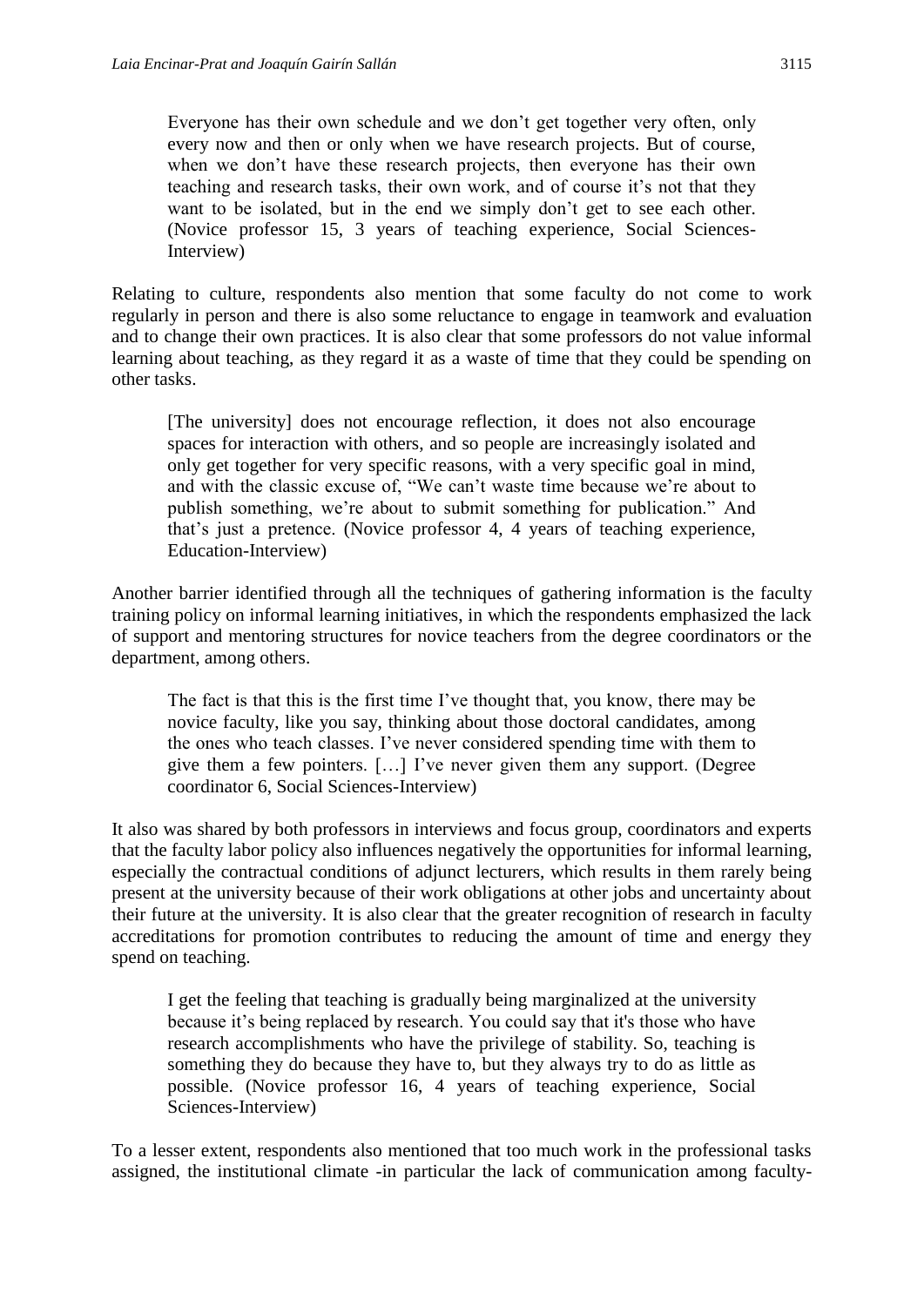> Everyone has their own schedule and we don't get together very often, only every now and then or only when we have research projects. But of course, when we don't have these research projects, then everyone has their own teaching and research tasks, their own work, and of course it's not that they want to be isolated, but in the end we simply don't get to see each other. (Novice professor 15, 3 years of teaching experience, Social Sciences-Interview)

Relating to culture, respondents also mention that some faculty do not come to work regularly in person and there is also some reluctance to engage in teamwork and evaluation and to change their own practices. It is also clear that some professors do not value informal learning about teaching, as they regard it as a waste of time that they could be spending on other tasks.

> [The university] does not encourage reflection, it does not also encourage spaces for interaction with others, and so people are increasingly isolated and only get together for very specific reasons, with a very specific goal in mind, and with the classic excuse of, "We can't waste time because we're about to publish something, we're about to submit something for publication." And that's just a pretence. (Novice professor 4, 4 years of teaching experience, Education-Interview)

Another barrier identified through all the techniques of gathering information is the faculty training policy on informal learning initiatives, in which the respondents emphasized the lack of support and mentoring structures for novice teachers from the degree coordinators or the department, among others.

> The fact is that this is the first time I've thought that, you know, there may be novice faculty, like you say, thinking about those doctoral candidates, among the ones who teach classes. I've never considered spending time with them to give them a few pointers. […] I've never given them any support. (Degree coordinator 6, Social Sciences-Interview)

It also was shared by both professors in interviews and focus group, coordinators and experts that the faculty labor policy also influences negatively the opportunities for informal learning, especially the contractual conditions of adjunct lecturers, which results in them rarely being present at the university because of their work obligations at other jobs and uncertainty about their future at the university. It is also clear that the greater recognition of research in faculty accreditations for promotion contributes to reducing the amount of time and energy they spend on teaching.

> I get the feeling that teaching is gradually being marginalized at the university because it's being replaced by research. You could say that it's those who have research accomplishments who have the privilege of stability. So, teaching is something they do because they have to, but they always try to do as little as possible. (Novice professor 16, 4 years of teaching experience, Social Sciences-Interview)

To a lesser extent, respondents also mentioned that too much work in the professional tasks assigned, the institutional climate -in particular the lack of communication among faculty-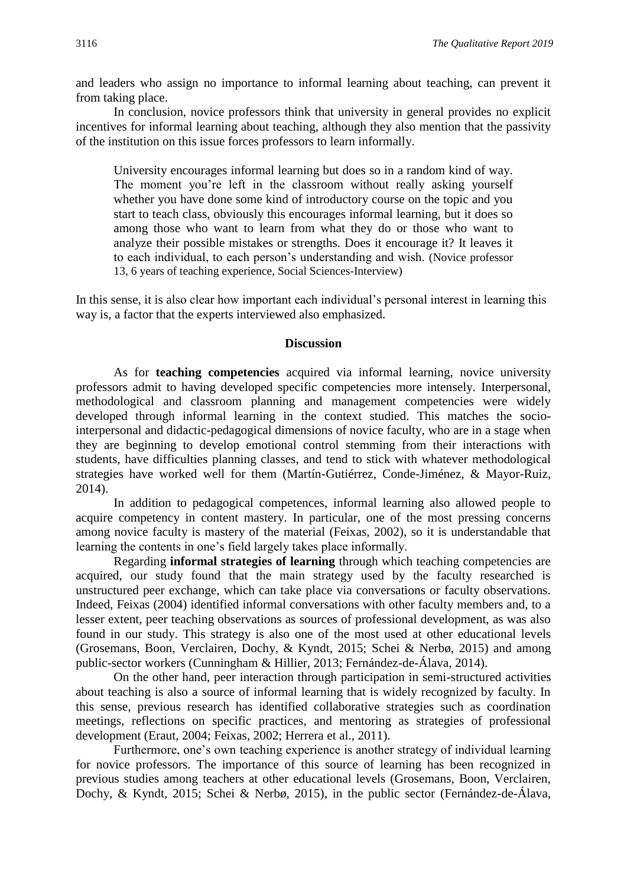and leaders who assign no importance to informal learning about teaching, can prevent it from taking place.

In conclusion, novice professors think that university in general provides no explicit incentives for informal learning about teaching, although they also mention that the passivity of the institution on this issue forces professors to learn informally.

> University encourages informal learning but does so in a random kind of way. The moment you're left in the classroom without really asking yourself whether you have done some kind of introductory course on the topic and you start to teach class, obviously this encourages informal learning, but it does so among those who want to learn from what they do or those who want to analyze their possible mistakes or strengths. Does it encourage it? It leaves it to each individual, to each person's understanding and wish. (Novice professor 13, 6 years of teaching experience, Social Sciences-Interview)

In this sense, it is also clear how important each individual's personal interest in learning this way is, a factor that the experts interviewed also emphasized.

## Discussion

As for **teaching competencies** acquired via informal learning, novice university professors admit to having developed specific competencies more intensely. Interpersonal, methodological and classroom planning and management competencies were widely developed through informal learning in the context studied. This matches the socio-interpersonal and didactic-pedagogical dimensions of novice faculty, who are in a stage when they are beginning to develop emotional control stemming from their interactions with students, have difficulties planning classes, and tend to stick with whatever methodological strategies have worked well for them (Martín-Gutiérrez, Conde-Jiménez, & Mayor-Ruiz, 2014).

In addition to pedagogical competences, informal learning also allowed people to acquire competency in content mastery. In particular, one of the most pressing concerns among novice faculty is mastery of the material (Feixas, 2002), so it is understandable that learning the contents in one's field largely takes place informally.

Regarding **informal strategies of learning** through which teaching competencies are acquired, our study found that the main strategy used by the faculty researched is unstructured peer exchange, which can take place via conversations or faculty observations. Indeed, Feixas (2004) identified informal conversations with other faculty members and, to a lesser extent, peer teaching observations as sources of professional development, as was also found in our study. This strategy is also one of the most used at other educational levels (Grosemans, Boon, Verclairen, Dochy, & Kyndt, 2015; Schei & Nerbø, 2015) and among public-sector workers (Cunningham & Hillier, 2013; Fernández-de-Álava, 2014).

On the other hand, peer interaction through participation in semi-structured activities about teaching is also a source of informal learning that is widely recognized by faculty. In this sense, previous research has identified collaborative strategies such as coordination meetings, reflections on specific practices, and mentoring as strategies of professional development (Eraut, 2004; Feixas, 2002; Herrera et al., 2011).

Furthermore, one's own teaching experience is another strategy of individual learning for novice professors. The importance of this source of learning has been recognized in previous studies among teachers at other educational levels (Grosemans, Boon, Verclairen, Dochy, & Kyndt, 2015; Schei & Nerbø, 2015), in the public sector (Fernández-de-Álava,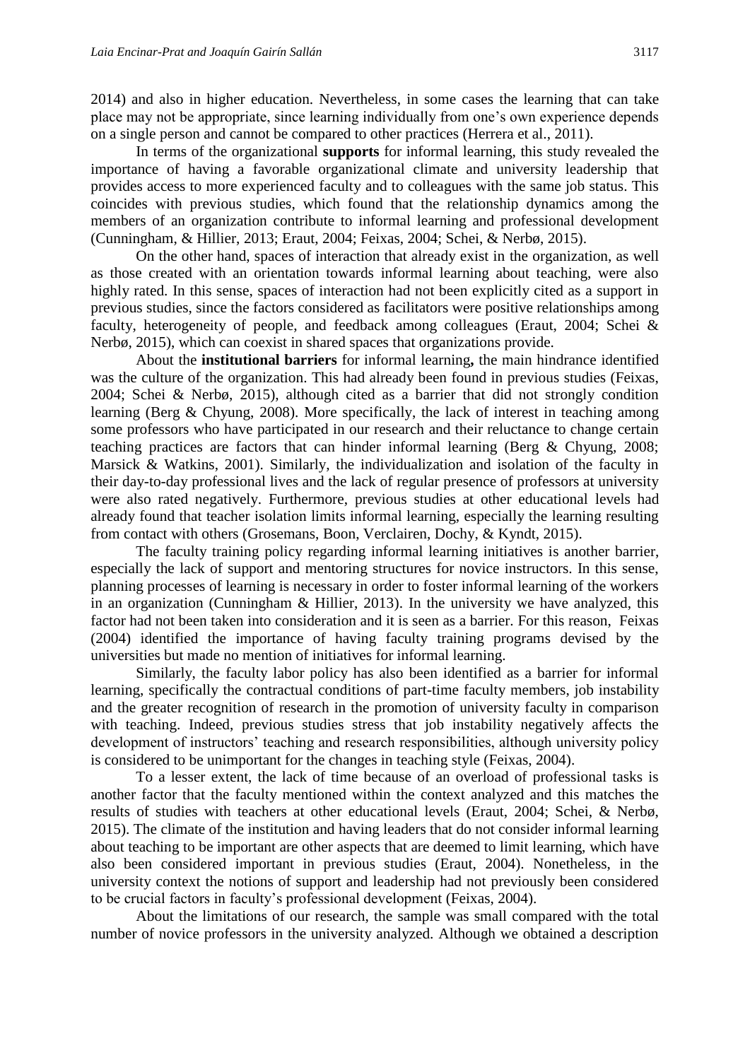2014) and also in higher education. Nevertheless, in some cases the learning that can take place may not be appropriate, since learning individually from one's own experience depends on a single person and cannot be compared to other practices (Herrera et al., 2011).

In terms of the organizational **supports** for informal learning, this study revealed the importance of having a favorable organizational climate and university leadership that provides access to more experienced faculty and to colleagues with the same job status. This coincides with previous studies, which found that the relationship dynamics among the members of an organization contribute to informal learning and professional development (Cunningham, & Hillier, 2013; Eraut, 2004; Feixas, 2004; Schei, & Nerbø, 2015).

On the other hand, spaces of interaction that already exist in the organization, as well as those created with an orientation towards informal learning about teaching, were also highly rated. In this sense, spaces of interaction had not been explicitly cited as a support in previous studies, since the factors considered as facilitators were positive relationships among faculty, heterogeneity of people, and feedback among colleagues (Eraut, 2004; Schei & Nerbø, 2015), which can coexist in shared spaces that organizations provide.

About the **institutional barriers** for informal learning**,** the main hindrance identified was the culture of the organization. This had already been found in previous studies (Feixas, 2004; Schei & Nerbø, 2015), although cited as a barrier that did not strongly condition learning (Berg & Chyung, 2008). More specifically, the lack of interest in teaching among some professors who have participated in our research and their reluctance to change certain teaching practices are factors that can hinder informal learning (Berg & Chyung, 2008; Marsick & Watkins, 2001). Similarly, the individualization and isolation of the faculty in their day-to-day professional lives and the lack of regular presence of professors at university were also rated negatively. Furthermore, previous studies at other educational levels had already found that teacher isolation limits informal learning, especially the learning resulting from contact with others (Grosemans, Boon, Verclairen, Dochy, & Kyndt, 2015).

The faculty training policy regarding informal learning initiatives is another barrier, especially the lack of support and mentoring structures for novice instructors. In this sense, planning processes of learning is necessary in order to foster informal learning of the workers in an organization (Cunningham & Hillier, 2013). In the university we have analyzed, this factor had not been taken into consideration and it is seen as a barrier. For this reason, Feixas (2004) identified the importance of having faculty training programs devised by the universities but made no mention of initiatives for informal learning.

Similarly, the faculty labor policy has also been identified as a barrier for informal learning, specifically the contractual conditions of part-time faculty members, job instability and the greater recognition of research in the promotion of university faculty in comparison with teaching. Indeed, previous studies stress that job instability negatively affects the development of instructors' teaching and research responsibilities, although university policy is considered to be unimportant for the changes in teaching style (Feixas, 2004).

To a lesser extent, the lack of time because of an overload of professional tasks is another factor that the faculty mentioned within the context analyzed and this matches the results of studies with teachers at other educational levels (Eraut, 2004; Schei, & Nerbø, 2015). The climate of the institution and having leaders that do not consider informal learning about teaching to be important are other aspects that are deemed to limit learning, which have also been considered important in previous studies (Eraut, 2004). Nonetheless, in the university context the notions of support and leadership had not previously been considered to be crucial factors in faculty's professional development (Feixas, 2004).

About the limitations of our research, the sample was small compared with the total number of novice professors in the university analyzed. Although we obtained a description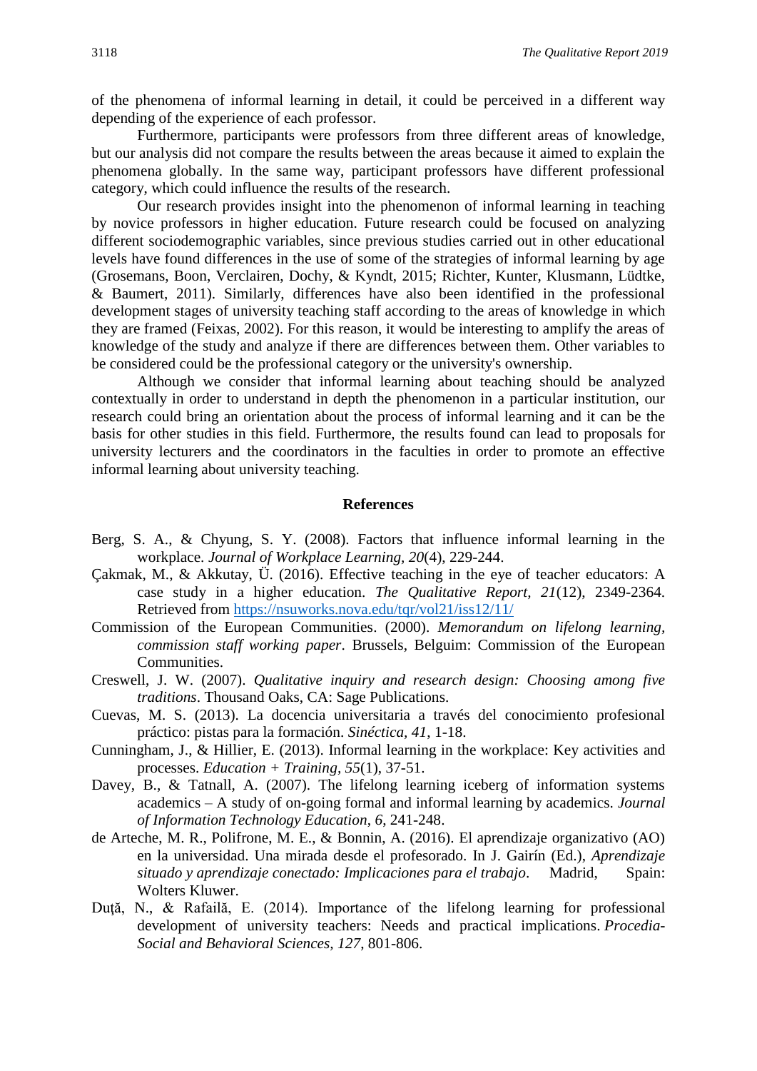of the phenomena of informal learning in detail, it could be perceived in a different way depending of the experience of each professor.

Furthermore, participants were professors from three different areas of knowledge, but our analysis did not compare the results between the areas because it aimed to explain the phenomena globally. In the same way, participant professors have different professional category, which could influence the results of the research.

Our research provides insight into the phenomenon of informal learning in teaching by novice professors in higher education. Future research could be focused on analyzing different sociodemographic variables, since previous studies carried out in other educational levels have found differences in the use of some of the strategies of informal learning by age (Grosemans, Boon, Verclairen, Dochy, & Kyndt, 2015; Richter, Kunter, Klusmann, Lüdtke, & Baumert, 2011). Similarly, differences have also been identified in the professional development stages of university teaching staff according to the areas of knowledge in which they are framed (Feixas, 2002). For this reason, it would be interesting to amplify the areas of knowledge of the study and analyze if there are differences between them. Other variables to be considered could be the professional category or the university's ownership.

Although we consider that informal learning about teaching should be analyzed contextually in order to understand in depth the phenomenon in a particular institution, our research could bring an orientation about the process of informal learning and it can be the basis for other studies in this field. Furthermore, the results found can lead to proposals for university lecturers and the coordinators in the faculties in order to promote an effective informal learning about university teaching.

## References

Berg, S. A., & Chyung, S. Y. (2008). Factors that influence informal learning in the workplace. *Journal of Workplace Learning, 20*(4), 229-244.

Çakmak, M., & Akkutay, Ü. (2016). Effective teaching in the eye of teacher educators: A case study in a higher education. *The Qualitative Report, 21*(12), 2349-2364. Retrieved from https://nsuworks.nova.edu/tqr/vol21/iss12/11/

Commission of the European Communities. (2000). *Memorandum on lifelong learning, commission staff working paper*. Brussels, Belguim: Commission of the European Communities.

Creswell, J. W. (2007). *Qualitative inquiry and research design: Choosing among five traditions*. Thousand Oaks, CA: Sage Publications.

Cuevas, M. S. (2013). La docencia universitaria a través del conocimiento profesional práctico: pistas para la formación. *Sinéctica, 41*, 1-18.

Cunningham, J., & Hillier, E. (2013). Informal learning in the workplace: Key activities and processes. *Education + Training, 55*(1), 37-51.

Davey, B., & Tatnall, A. (2007). The lifelong learning iceberg of information systems academics – A study of on-going formal and informal learning by academics. *Journal of Information Technology Education, 6*, 241-248.

de Arteche, M. R., Polifrone, M. E., & Bonnin, A. (2016). El aprendizaje organizativo (AO) en la universidad. Una mirada desde el profesorado. In J. Gairín (Ed.), *Aprendizaje situado y aprendizaje conectado: Implicaciones para el trabajo*. Madrid, Spain: Wolters Kluwer.

Duţă, N., & Rafailă, E. (2014). Importance of the lifelong learning for professional development of university teachers: Needs and practical implications. *Procedia-Social and Behavioral Sciences, 127*, 801-806.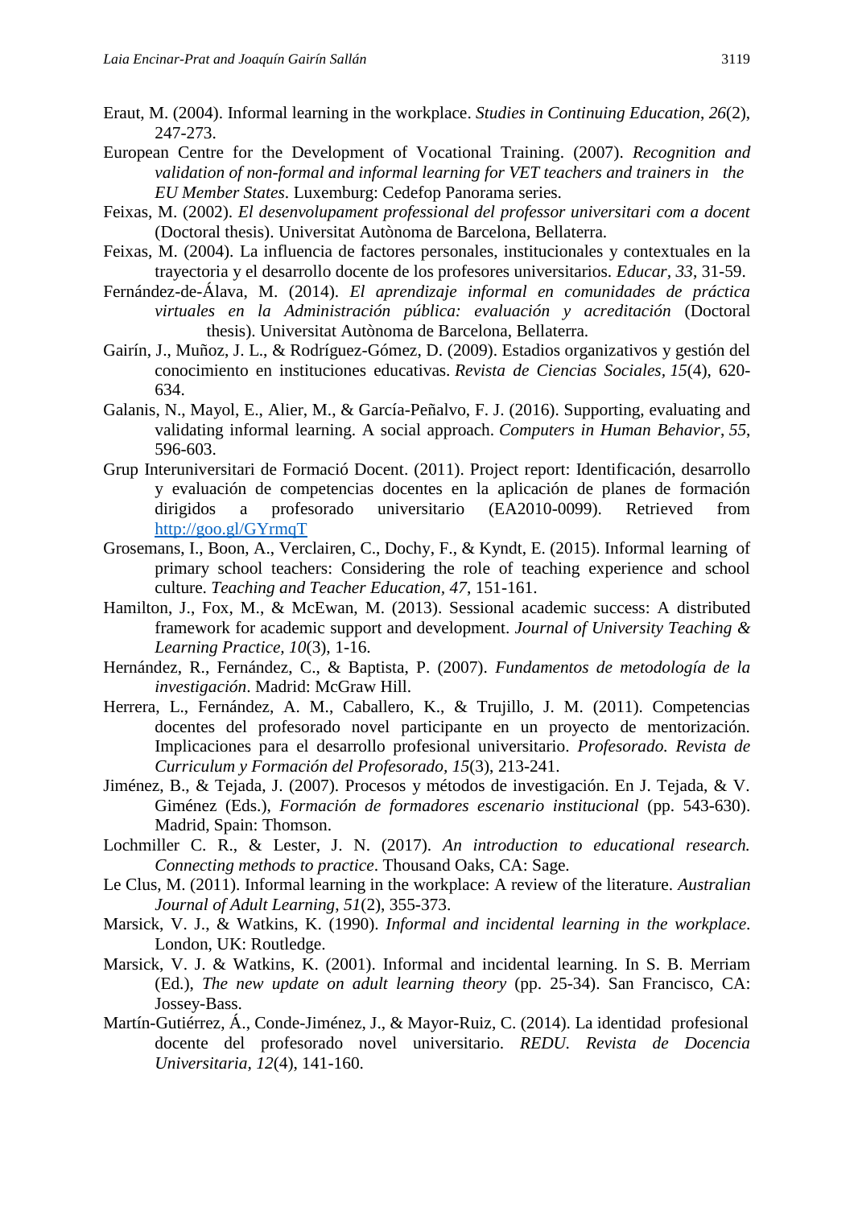Eraut, M. (2004). Informal learning in the workplace. *Studies in Continuing Education*, *26*(2), 247-273.

European Centre for the Development of Vocational Training. (2007). *Recognition and validation of non-formal and informal learning for VET teachers and trainers in the EU Member States*. Luxemburg: Cedefop Panorama series.

Feixas, M. (2002). *El desenvolupament professional del professor universitari com a docent* (Doctoral thesis). Universitat Autònoma de Barcelona, Bellaterra.

Feixas, M. (2004). La influencia de factores personales, institucionales y contextuales en la trayectoria y el desarrollo docente de los profesores universitarios. *Educar, 33*, 31-59.

Fernández-de-Álava, M. (2014). *El aprendizaje informal en comunidades de práctica virtuales en la Administración pública: evaluación y acreditación* (Doctoral thesis). Universitat Autònoma de Barcelona, Bellaterra.

Gairín, J., Muñoz, J. L., & Rodríguez-Gómez, D. (2009). Estadios organizativos y gestión del conocimiento en instituciones educativas. *Revista de Ciencias Sociales*, *15*(4), 620-634.

Galanis, N., Mayol, E., Alier, M., & García-Peñalvo, F. J. (2016). Supporting, evaluating and validating informal learning. A social approach. *Computers in Human Behavior*, *55*, 596-603.

Grup Interuniversitari de Formació Docent. (2011). Project report: Identificación, desarrollo y evaluación de competencias docentes en la aplicación de planes de formación dirigidos a profesorado universitario (EA2010-0099). Retrieved from http://goo.gl/GYrmqT

Grosemans, I., Boon, A., Verclairen, C., Dochy, F., & Kyndt, E. (2015). Informal learning of primary school teachers: Considering the role of teaching experience and school culture. *Teaching and Teacher Education, 47*, 151-161.

Hamilton, J., Fox, M., & McEwan, M. (2013). Sessional academic success: A distributed framework for academic support and development. *Journal of University Teaching & Learning Practice, 10*(3), 1-16.

Hernández, R., Fernández, C., & Baptista, P. (2007). *Fundamentos de metodología de la investigación*. Madrid: McGraw Hill.

Herrera, L., Fernández, A. M., Caballero, K., & Trujillo, J. M. (2011). Competencias docentes del profesorado novel participante en un proyecto de mentorización. Implicaciones para el desarrollo profesional universitario. *Profesorado. Revista de Curriculum y Formación del Profesorado, 15*(3), 213-241.

Jiménez, B., & Tejada, J. (2007). Procesos y métodos de investigación. En J. Tejada, & V. Giménez (Eds.), *Formación de formadores escenario institucional* (pp. 543-630). Madrid, Spain: Thomson.

Lochmiller C. R., & Lester, J. N. (2017). *An introduction to educational research. Connecting methods to practice*. Thousand Oaks, CA: Sage.

Le Clus, M. (2011). Informal learning in the workplace: A review of the literature. *Australian Journal of Adult Learning, 51*(2), 355-373.

Marsick, V. J., & Watkins, K. (1990). *Informal and incidental learning in the workplace*. London, UK: Routledge.

Marsick, V. J. & Watkins, K. (2001). Informal and incidental learning. In S. B. Merriam (Ed.), *The new update on adult learning theory* (pp. 25-34). San Francisco, CA: Jossey-Bass.

Martín-Gutiérrez, Á., Conde-Jiménez, J., & Mayor-Ruiz, C. (2014). La identidad profesional docente del profesorado novel universitario. *REDU. Revista de Docencia Universitaria, 12*(4), 141-160.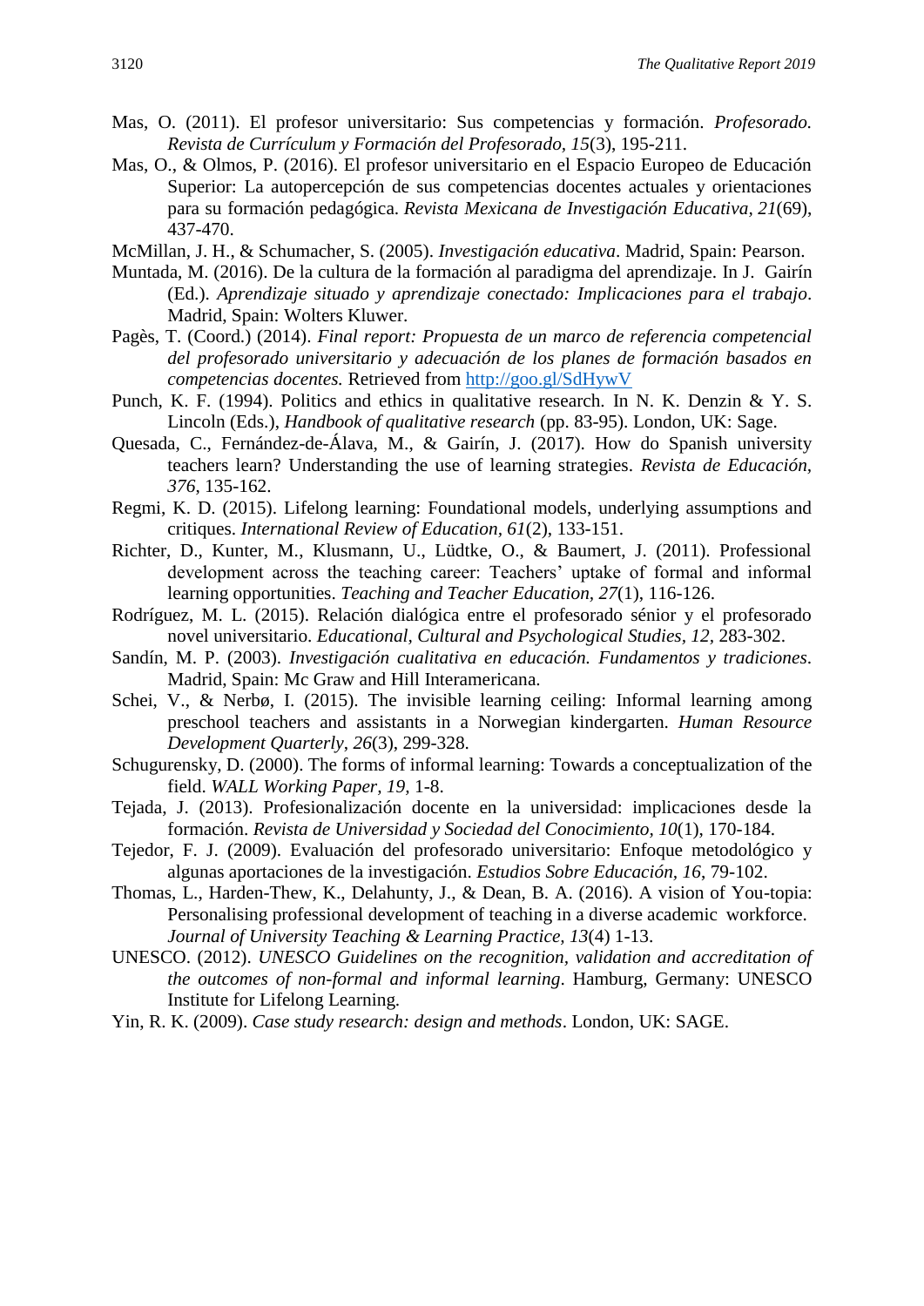Mas, O. (2011). El profesor universitario: Sus competencias y formación. *Profesorado. Revista de Currículum y Formación del Profesorado, 15*(3), 195-211.

Mas, O., & Olmos, P. (2016). El profesor universitario en el Espacio Europeo de Educación Superior: La autopercepción de sus competencias docentes actuales y orientaciones para su formación pedagógica. *Revista Mexicana de Investigación Educativa, 21*(69), 437-470.

McMillan, J. H., & Schumacher, S. (2005). *Investigación educativa*. Madrid, Spain: Pearson.

Muntada, M. (2016). De la cultura de la formación al paradigma del aprendizaje. In J. Gairín (Ed.). *Aprendizaje situado y aprendizaje conectado: Implicaciones para el trabajo*. Madrid, Spain: Wolters Kluwer.

Pagès, T. (Coord.) (2014). *Final report: Propuesta de un marco de referencia competencial del profesorado universitario y adecuación de los planes de formación basados en competencias docentes.* Retrieved from http://goo.gl/SdHywV

Punch, K. F. (1994). Politics and ethics in qualitative research. In N. K. Denzin & Y. S. Lincoln (Eds.), *Handbook of qualitative research* (pp. 83-95). London, UK: Sage.

Quesada, C., Fernández-de-Álava, M., & Gairín, J. (2017). How do Spanish university teachers learn? Understanding the use of learning strategies. *Revista de Educación*, *376*, 135-162.

Regmi, K. D. (2015). Lifelong learning: Foundational models, underlying assumptions and critiques. *International Review of Education, 61*(2), 133-151.

Richter, D., Kunter, M., Klusmann, U., Lüdtke, O., & Baumert, J. (2011). Professional development across the teaching career: Teachers' uptake of formal and informal learning opportunities. *Teaching and Teacher Education*, *27*(1), 116-126.

Rodríguez, M. L. (2015). Relación dialógica entre el profesorado sénior y el profesorado novel universitario. *Educational, Cultural and Psychological Studies*, *12,* 283-302.

Sandín, M. P. (2003). *Investigación cualitativa en educación. Fundamentos y tradiciones*. Madrid, Spain: Mc Graw and Hill Interamericana.

Schei, V., & Nerbø, I. (2015). The invisible learning ceiling: Informal learning among preschool teachers and assistants in a Norwegian kindergarten. *Human Resource Development Quarterly*, *26*(3), 299-328.

Schugurensky, D. (2000). The forms of informal learning: Towards a conceptualization of the field. *WALL Working Paper*, *19,* 1-8.

Tejada, J. (2013). Profesionalización docente en la universidad: implicaciones desde la formación. *Revista de Universidad y Sociedad del Conocimiento*, *10*(1), 170-184.

Tejedor, F. J. (2009). Evaluación del profesorado universitario: Enfoque metodológico y algunas aportaciones de la investigación. *Estudios Sobre Educación*, *16*, 79-102.

Thomas, L., Harden-Thew, K., Delahunty, J., & Dean, B. A. (2016). A vision of You-topia: Personalising professional development of teaching in a diverse academic workforce. *Journal of University Teaching & Learning Practice, 13*(4) 1-13.

UNESCO. (2012). *UNESCO Guidelines on the recognition, validation and accreditation of the outcomes of non-formal and informal learning*. Hamburg, Germany: UNESCO Institute for Lifelong Learning.

Yin, R. K. (2009). *Case study research: design and methods*. London, UK: SAGE.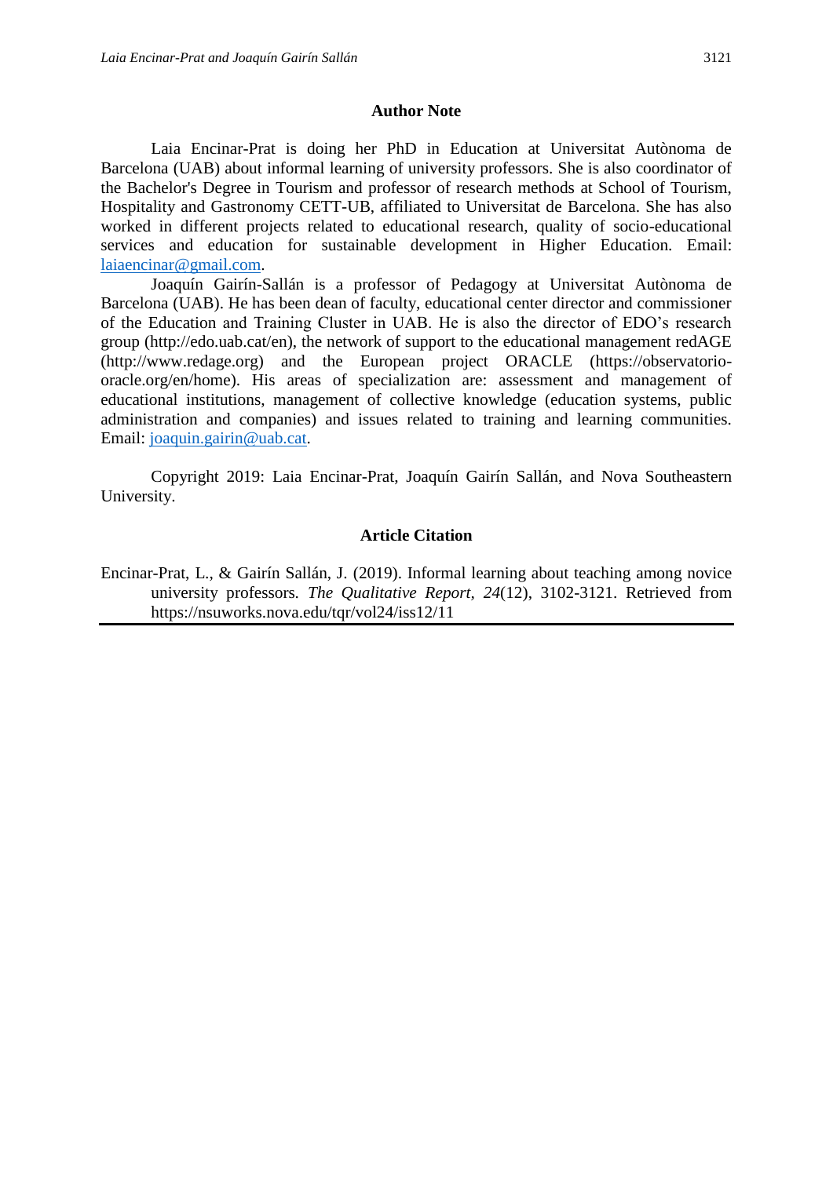## Author Note

Laia Encinar-Prat is doing her PhD in Education at Universitat Autònoma de Barcelona (UAB) about informal learning of university professors. She is also coordinator of the Bachelor's Degree in Tourism and professor of research methods at School of Tourism, Hospitality and Gastronomy CETT-UB, affiliated to Universitat de Barcelona. She has also worked in different projects related to educational research, quality of socio-educational services and education for sustainable development in Higher Education. Email: laiaencinar@gmail.com.

Joaquín Gairín-Sallán is a professor of Pedagogy at Universitat Autònoma de Barcelona (UAB). He has been dean of faculty, educational center director and commissioner of the Education and Training Cluster in UAB. He is also the director of EDO's research group (http://edo.uab.cat/en), the network of support to the educational management redAGE (http://www.redage.org) and the European project ORACLE (https://observatorio-oracle.org/en/home). His areas of specialization are: assessment and management of educational institutions, management of collective knowledge (education systems, public administration and companies) and issues related to training and learning communities. Email: joaquin.gairin@uab.cat.

Copyright 2019: Laia Encinar-Prat, Joaquín Gairín Sallán, and Nova Southeastern University.

## Article Citation

Encinar-Prat, L., & Gairín Sallán, J. (2019). Informal learning about teaching among novice university professors. *The Qualitative Report, 24*(12), 3102-3121. Retrieved from https://nsuworks.nova.edu/tqr/vol24/iss12/11